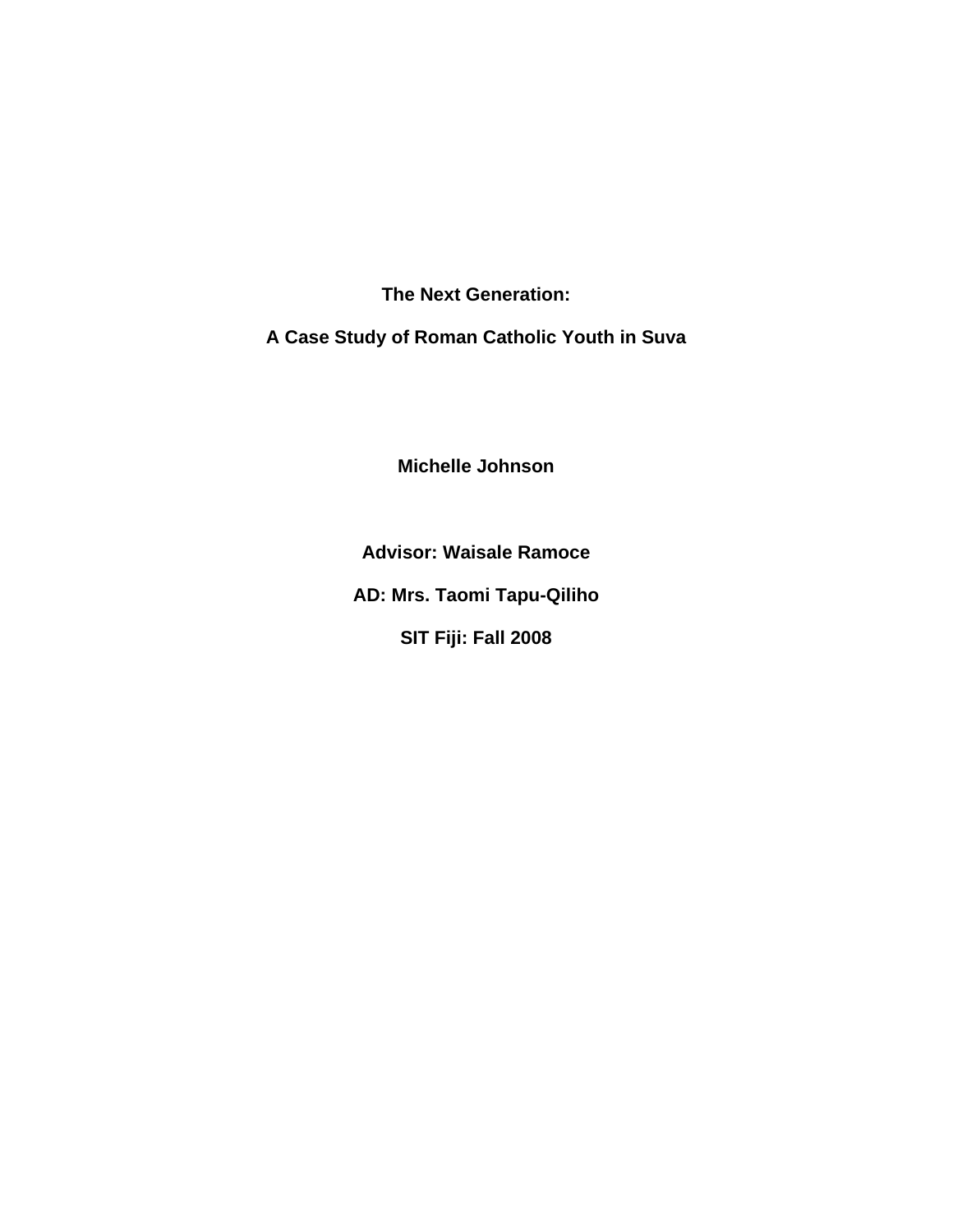# The Next Generation:

# A Case Study of Roman Catholic Youth in Suva

**Michelle Johnson**

**Advisor: Waisale Ramoce**

**AD: Mrs. Taomi Tapu-Qiliho**

**SIT Fiji: Fall 2008**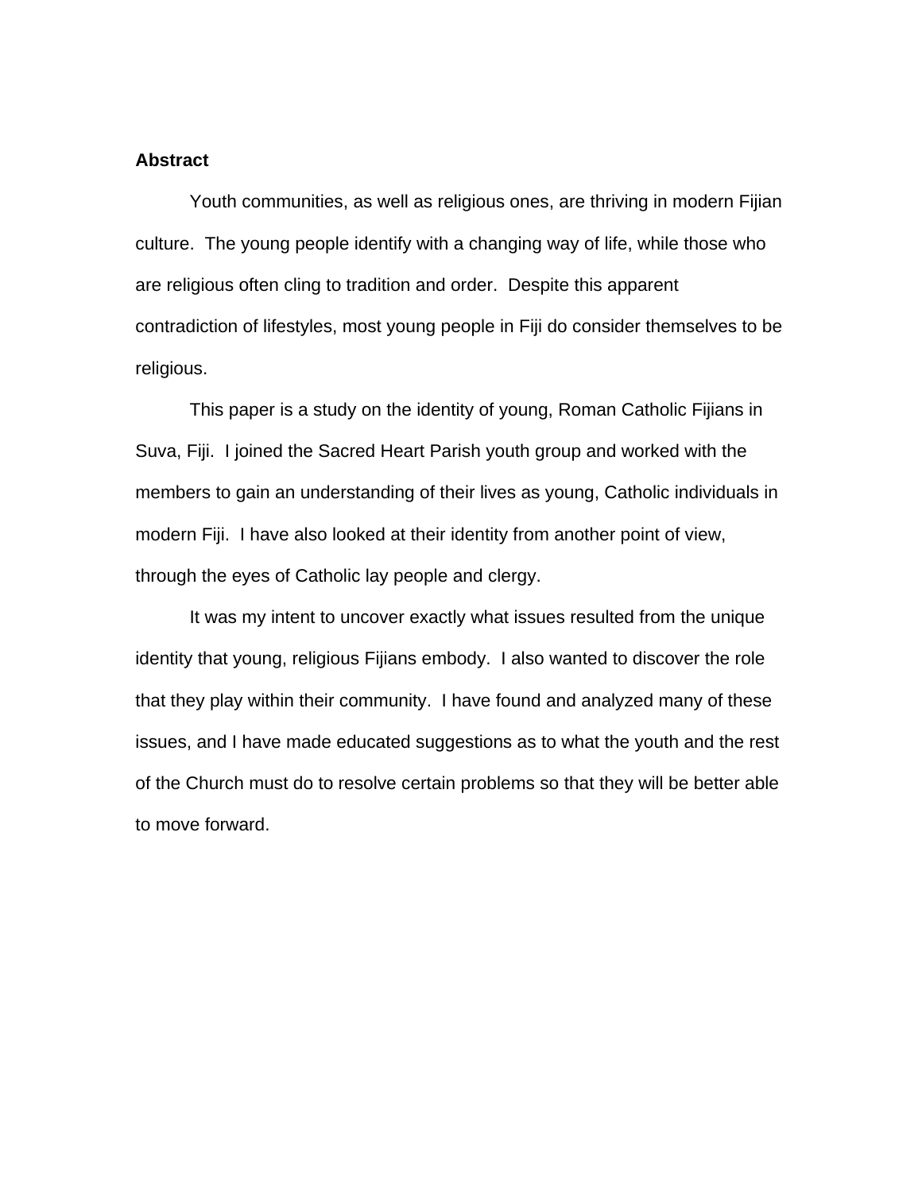## Abstract

Youth communities, as well as religious ones, are thriving in modern Fijian culture. The young people identify with a changing way of life, while those who are religious often cling to tradition and order. Despite this apparent contradiction of lifestyles, most young people in Fiji do consider themselves to be religious.

This paper is a study on the identity of young, Roman Catholic Fijians in Suva, Fiji. I joined the Sacred Heart Parish youth group and worked with the members to gain an understanding of their lives as young, Catholic individuals in modern Fiji. I have also looked at their identity from another point of view, through the eyes of Catholic lay people and clergy.

It was my intent to uncover exactly what issues resulted from the unique identity that young, religious Fijians embody. I also wanted to discover the role that they play within their community. I have found and analyzed many of these issues, and I have made educated suggestions as to what the youth and the rest of the Church must do to resolve certain problems so that they will be better able to move forward.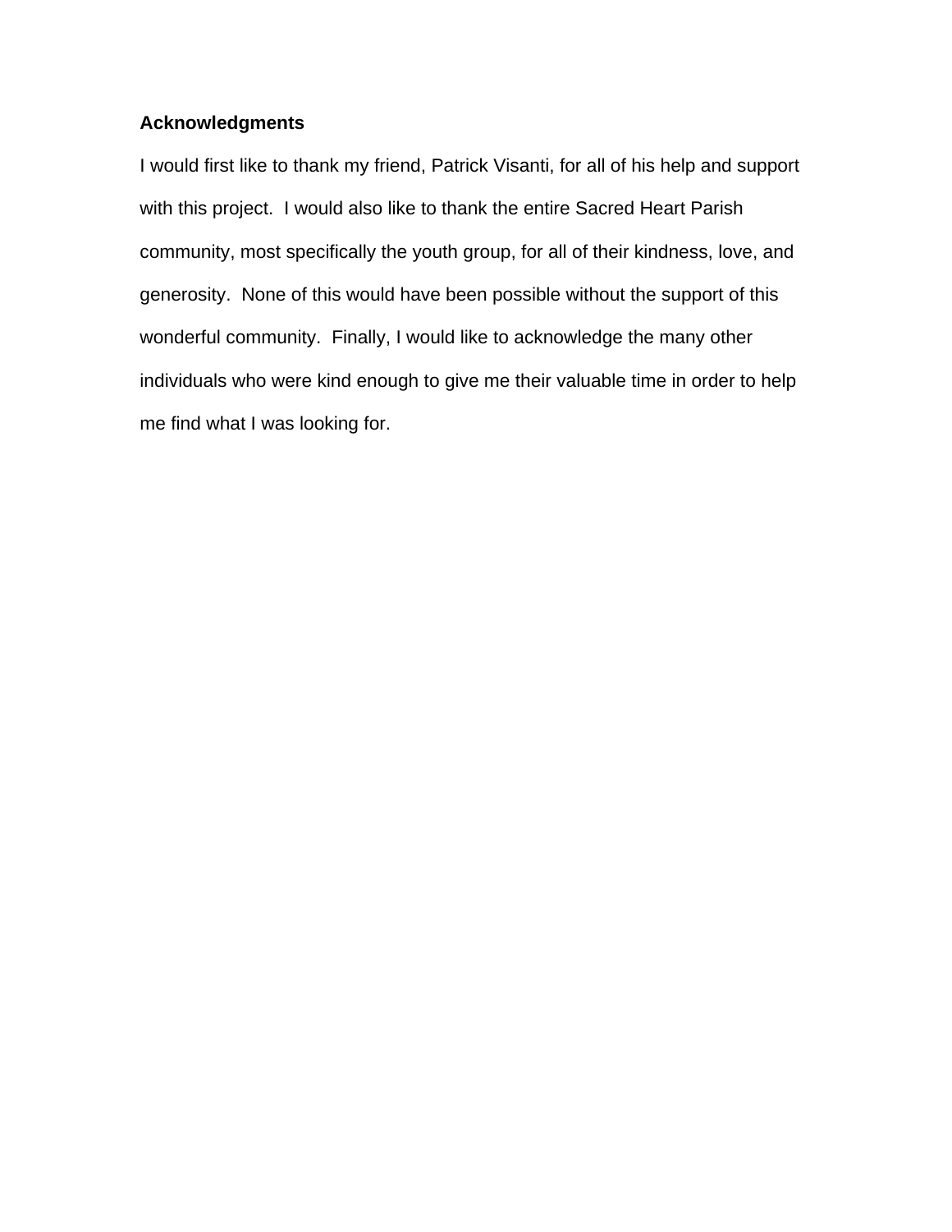**Acknowledgments**

I would first like to thank my friend, Patrick Visanti, for all of his help and support with this project. I would also like to thank the entire Sacred Heart Parish community, most specifically the youth group, for all of their kindness, love, and generosity. None of this would have been possible without the support of this wonderful community. Finally, I would like to acknowledge the many other individuals who were kind enough to give me their valuable time in order to help me find what I was looking for.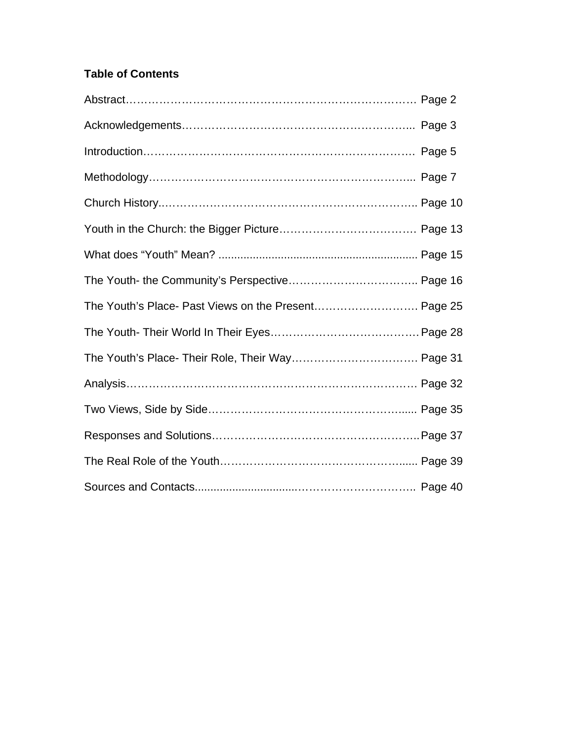**Table of Contents**

Abstract………………………………………………………………………… Page 2

Acknowledgements……………………………………………………….. Page 3

Introduction……………………………………………………………….. Page 5

Methodology……………………………………………………………... Page 7

Church History.………………………………………………………….. Page 10

Youth in the Church: the Bigger Picture………………………………. Page 13

What does "Youth" Mean? ................................................................ Page 15

The Youth- the Community's Perspective…………………………….. Page 16

The Youth's Place- Past Views on the Present………………………. Page 25

The Youth- Their World In Their Eyes…………………………………. Page 28

The Youth's Place- Their Role, Their Way……………………………. Page 31

Analysis………………………………………………………………………. Page 32

Two Views, Side by Side…………………………………………….... Page 35

Responses and Solutions……………………………………………….. Page 37

The Real Role of the Youth……………………………………….…..... Page 39

Sources and Contacts............................………………………….. Page 40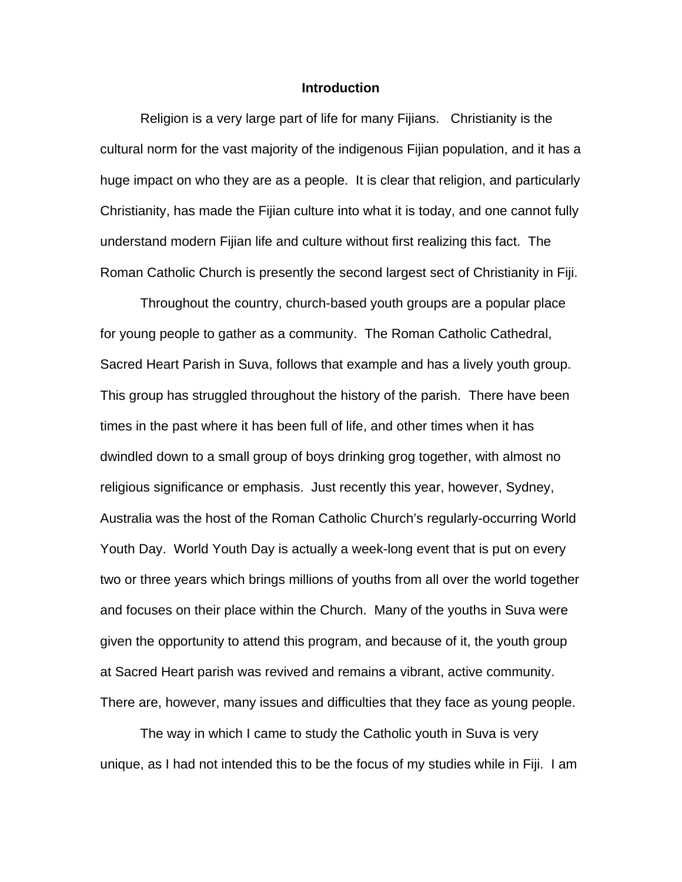# Introduction

Religion is a very large part of life for many Fijians. Christianity is the cultural norm for the vast majority of the indigenous Fijian population, and it has a huge impact on who they are as a people. It is clear that religion, and particularly Christianity, has made the Fijian culture into what it is today, and one cannot fully understand modern Fijian life and culture without first realizing this fact. The Roman Catholic Church is presently the second largest sect of Christianity in Fiji.

Throughout the country, church-based youth groups are a popular place for young people to gather as a community. The Roman Catholic Cathedral, Sacred Heart Parish in Suva, follows that example and has a lively youth group. This group has struggled throughout the history of the parish. There have been times in the past where it has been full of life, and other times when it has dwindled down to a small group of boys drinking grog together, with almost no religious significance or emphasis. Just recently this year, however, Sydney, Australia was the host of the Roman Catholic Church's regularly-occurring World Youth Day. World Youth Day is actually a week-long event that is put on every two or three years which brings millions of youths from all over the world together and focuses on their place within the Church. Many of the youths in Suva were given the opportunity to attend this program, and because of it, the youth group at Sacred Heart parish was revived and remains a vibrant, active community. There are, however, many issues and difficulties that they face as young people.

The way in which I came to study the Catholic youth in Suva is very unique, as I had not intended this to be the focus of my studies while in Fiji. I am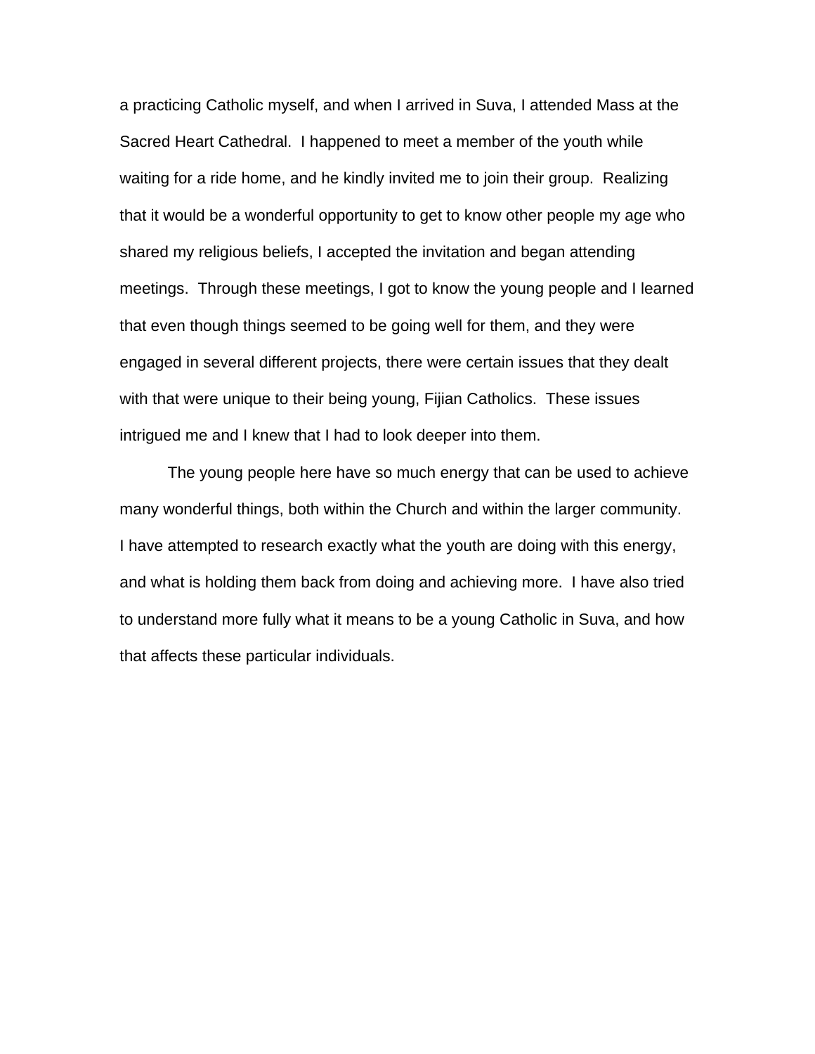a practicing Catholic myself, and when I arrived in Suva, I attended Mass at the Sacred Heart Cathedral. I happened to meet a member of the youth while waiting for a ride home, and he kindly invited me to join their group. Realizing that it would be a wonderful opportunity to get to know other people my age who shared my religious beliefs, I accepted the invitation and began attending meetings. Through these meetings, I got to know the young people and I learned that even though things seemed to be going well for them, and they were engaged in several different projects, there were certain issues that they dealt with that were unique to their being young, Fijian Catholics. These issues intrigued me and I knew that I had to look deeper into them.

The young people here have so much energy that can be used to achieve many wonderful things, both within the Church and within the larger community. I have attempted to research exactly what the youth are doing with this energy, and what is holding them back from doing and achieving more. I have also tried to understand more fully what it means to be a young Catholic in Suva, and how that affects these particular individuals.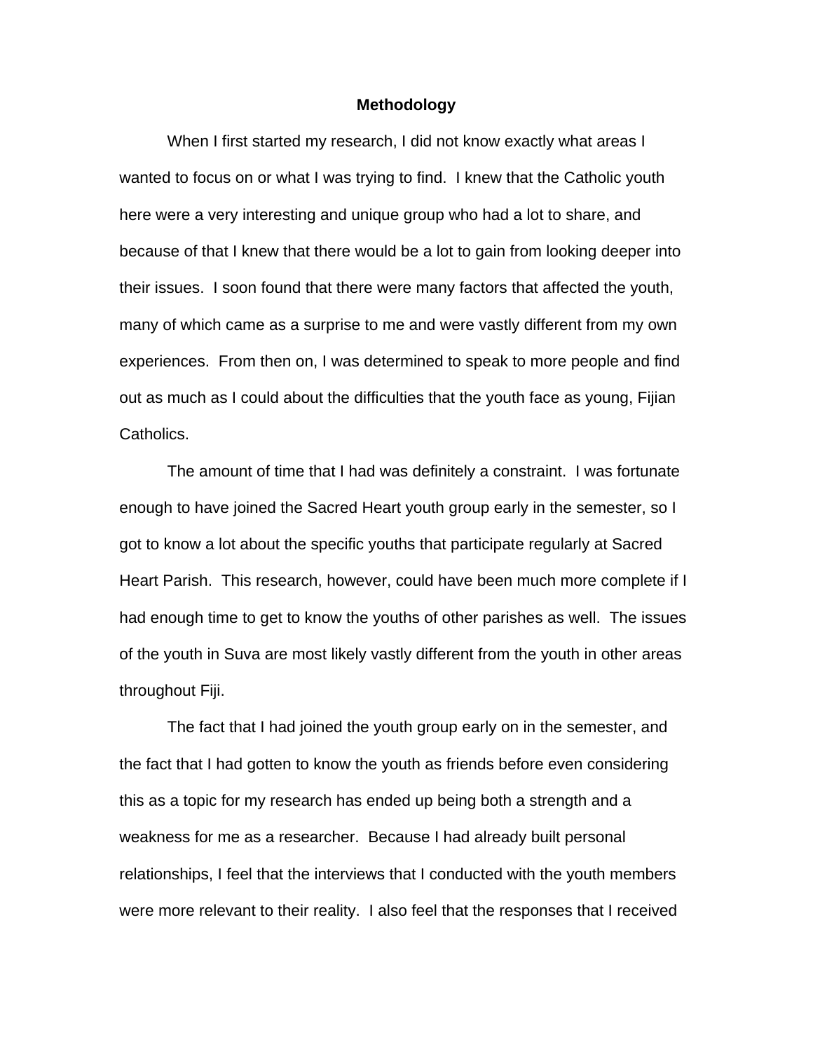## Methodology

When I first started my research, I did not know exactly what areas I wanted to focus on or what I was trying to find. I knew that the Catholic youth here were a very interesting and unique group who had a lot to share, and because of that I knew that there would be a lot to gain from looking deeper into their issues. I soon found that there were many factors that affected the youth, many of which came as a surprise to me and were vastly different from my own experiences. From then on, I was determined to speak to more people and find out as much as I could about the difficulties that the youth face as young, Fijian Catholics.

The amount of time that I had was definitely a constraint. I was fortunate enough to have joined the Sacred Heart youth group early in the semester, so I got to know a lot about the specific youths that participate regularly at Sacred Heart Parish. This research, however, could have been much more complete if I had enough time to get to know the youths of other parishes as well. The issues of the youth in Suva are most likely vastly different from the youth in other areas throughout Fiji.

The fact that I had joined the youth group early on in the semester, and the fact that I had gotten to know the youth as friends before even considering this as a topic for my research has ended up being both a strength and a weakness for me as a researcher. Because I had already built personal relationships, I feel that the interviews that I conducted with the youth members were more relevant to their reality. I also feel that the responses that I received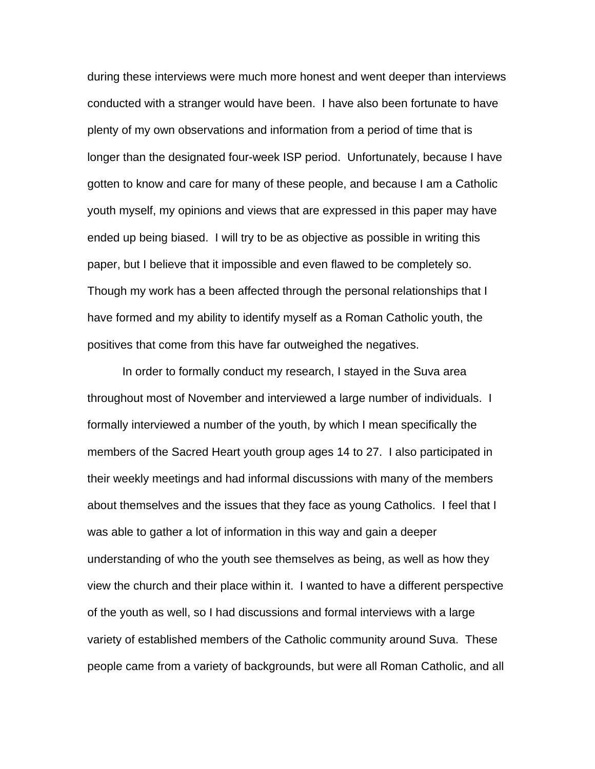during these interviews were much more honest and went deeper than interviews conducted with a stranger would have been. I have also been fortunate to have plenty of my own observations and information from a period of time that is longer than the designated four-week ISP period. Unfortunately, because I have gotten to know and care for many of these people, and because I am a Catholic youth myself, my opinions and views that are expressed in this paper may have ended up being biased. I will try to be as objective as possible in writing this paper, but I believe that it impossible and even flawed to be completely so. Though my work has a been affected through the personal relationships that I have formed and my ability to identify myself as a Roman Catholic youth, the positives that come from this have far outweighed the negatives.

In order to formally conduct my research, I stayed in the Suva area throughout most of November and interviewed a large number of individuals. I formally interviewed a number of the youth, by which I mean specifically the members of the Sacred Heart youth group ages 14 to 27. I also participated in their weekly meetings and had informal discussions with many of the members about themselves and the issues that they face as young Catholics. I feel that I was able to gather a lot of information in this way and gain a deeper understanding of who the youth see themselves as being, as well as how they view the church and their place within it. I wanted to have a different perspective of the youth as well, so I had discussions and formal interviews with a large variety of established members of the Catholic community around Suva. These people came from a variety of backgrounds, but were all Roman Catholic, and all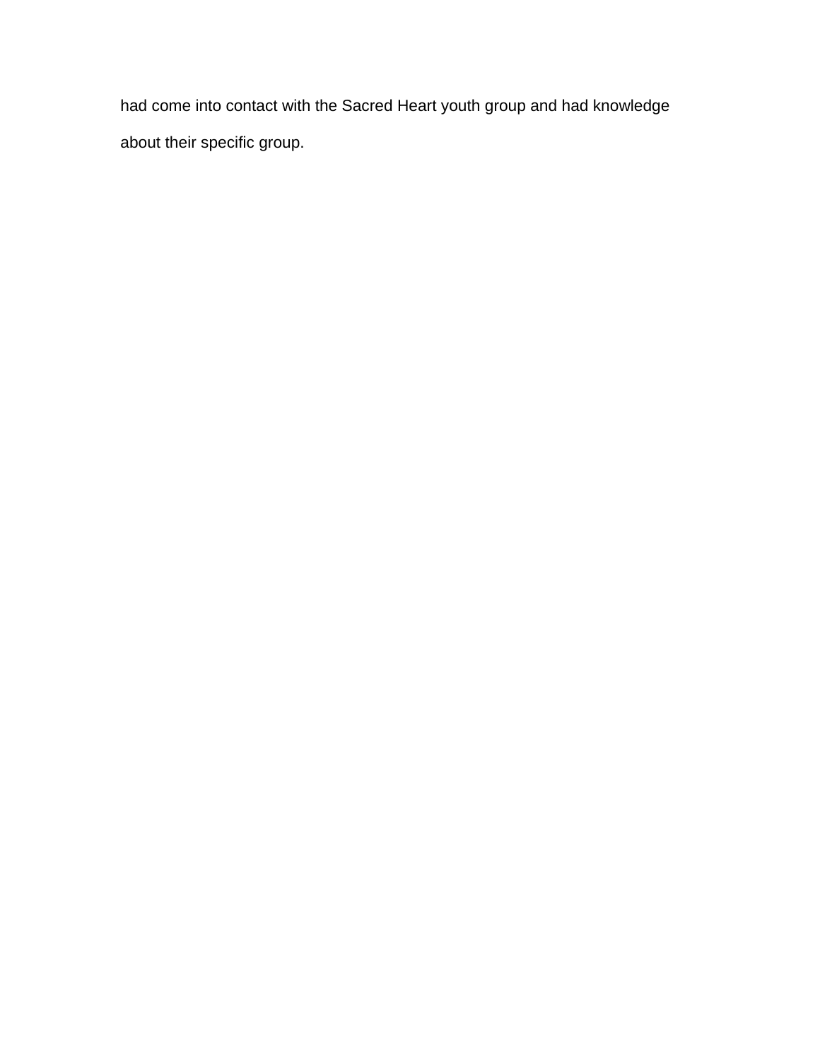had come into contact with the Sacred Heart youth group and had knowledge about their specific group.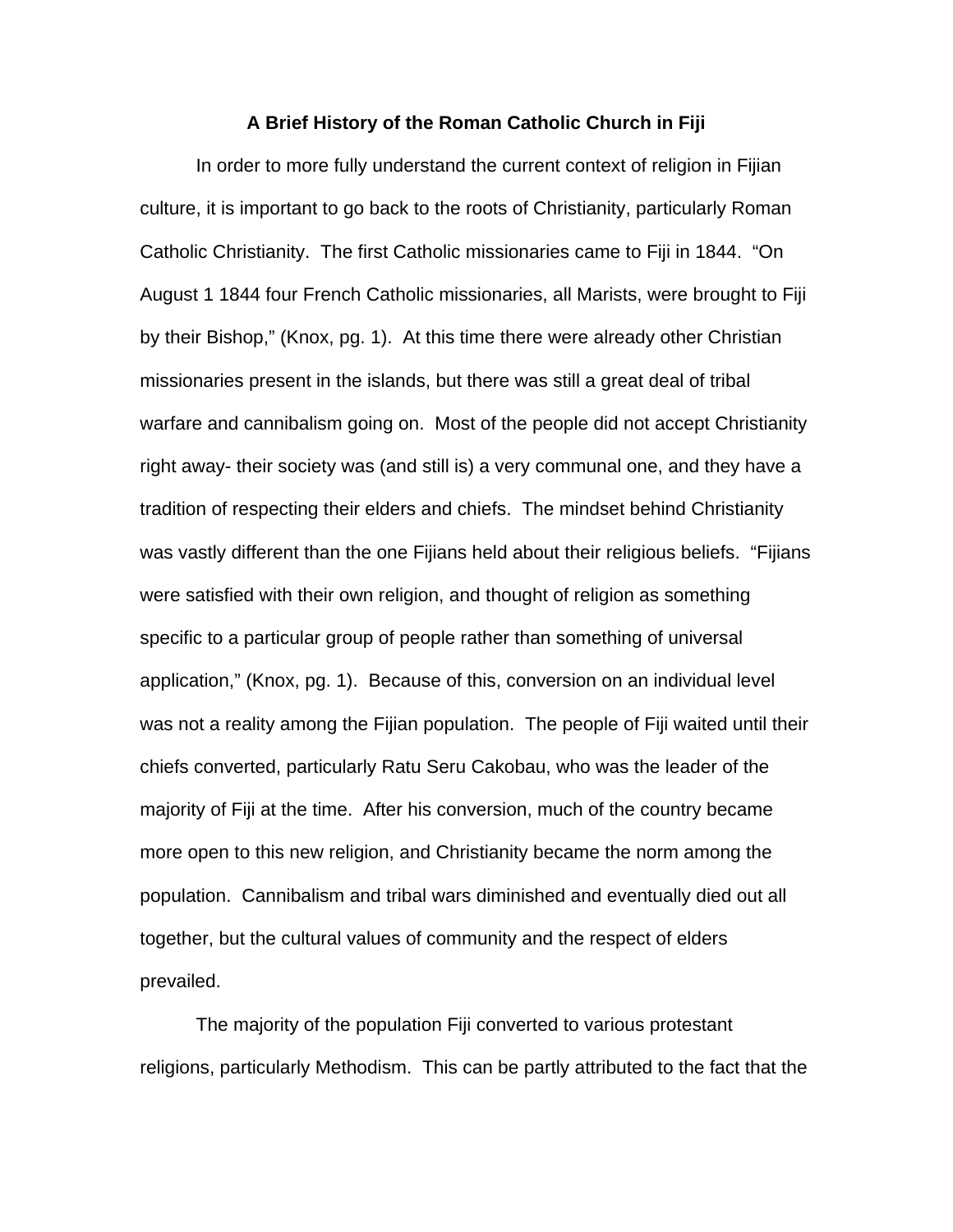# A Brief History of the Roman Catholic Church in Fiji

In order to more fully understand the current context of religion in Fijian culture, it is important to go back to the roots of Christianity, particularly Roman Catholic Christianity. The first Catholic missionaries came to Fiji in 1844. "On August 1 1844 four French Catholic missionaries, all Marists, were brought to Fiji by their Bishop," (Knox, pg. 1). At this time there were already other Christian missionaries present in the islands, but there was still a great deal of tribal warfare and cannibalism going on. Most of the people did not accept Christianity right away- their society was (and still is) a very communal one, and they have a tradition of respecting their elders and chiefs. The mindset behind Christianity was vastly different than the one Fijians held about their religious beliefs. "Fijians were satisfied with their own religion, and thought of religion as something specific to a particular group of people rather than something of universal application," (Knox, pg. 1). Because of this, conversion on an individual level was not a reality among the Fijian population. The people of Fiji waited until their chiefs converted, particularly Ratu Seru Cakobau, who was the leader of the majority of Fiji at the time. After his conversion, much of the country became more open to this new religion, and Christianity became the norm among the population. Cannibalism and tribal wars diminished and eventually died out all together, but the cultural values of community and the respect of elders prevailed.

The majority of the population Fiji converted to various protestant religions, particularly Methodism. This can be partly attributed to the fact that the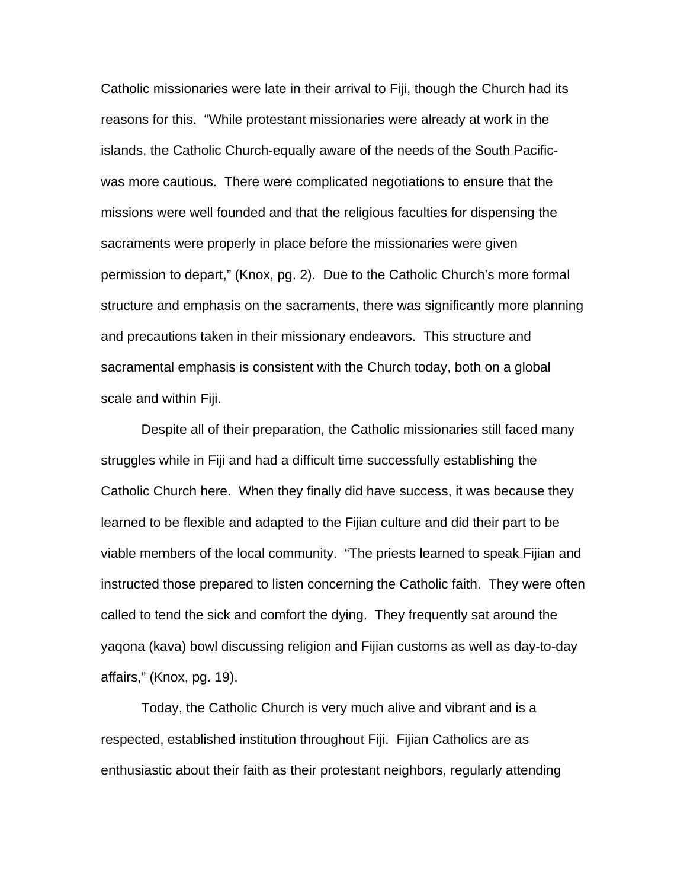Catholic missionaries were late in their arrival to Fiji, though the Church had its reasons for this. "While protestant missionaries were already at work in the islands, the Catholic Church-equally aware of the needs of the South Pacific-was more cautious. There were complicated negotiations to ensure that the missions were well founded and that the religious faculties for dispensing the sacraments were properly in place before the missionaries were given permission to depart," (Knox, pg. 2). Due to the Catholic Church's more formal structure and emphasis on the sacraments, there was significantly more planning and precautions taken in their missionary endeavors. This structure and sacramental emphasis is consistent with the Church today, both on a global scale and within Fiji.

Despite all of their preparation, the Catholic missionaries still faced many struggles while in Fiji and had a difficult time successfully establishing the Catholic Church here. When they finally did have success, it was because they learned to be flexible and adapted to the Fijian culture and did their part to be viable members of the local community. "The priests learned to speak Fijian and instructed those prepared to listen concerning the Catholic faith. They were often called to tend the sick and comfort the dying. They frequently sat around the yaqona (kava) bowl discussing religion and Fijian customs as well as day-to-day affairs," (Knox, pg. 19).

Today, the Catholic Church is very much alive and vibrant and is a respected, established institution throughout Fiji. Fijian Catholics are as enthusiastic about their faith as their protestant neighbors, regularly attending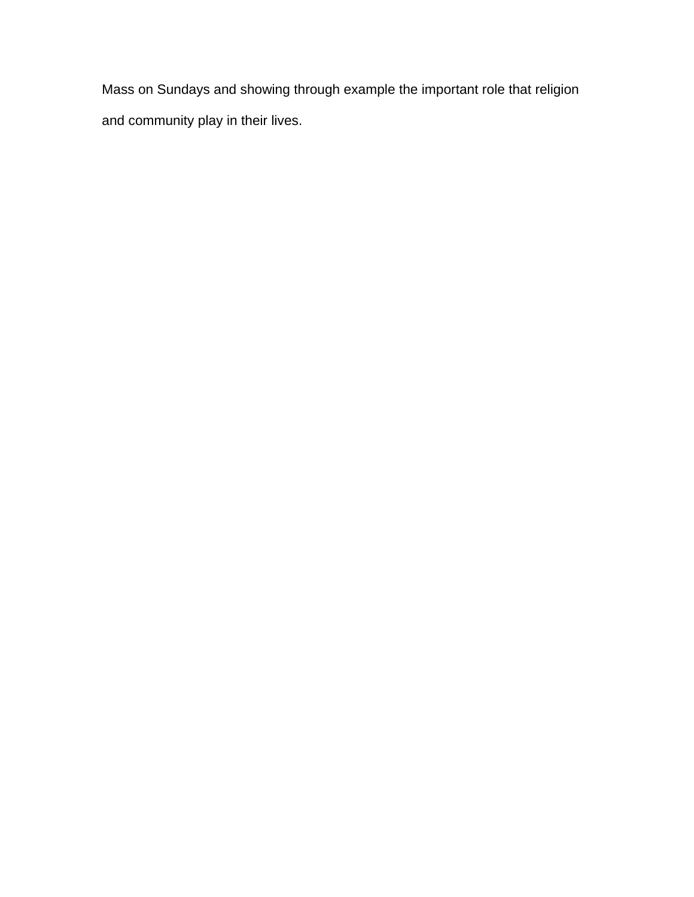Mass on Sundays and showing through example the important role that religion and community play in their lives.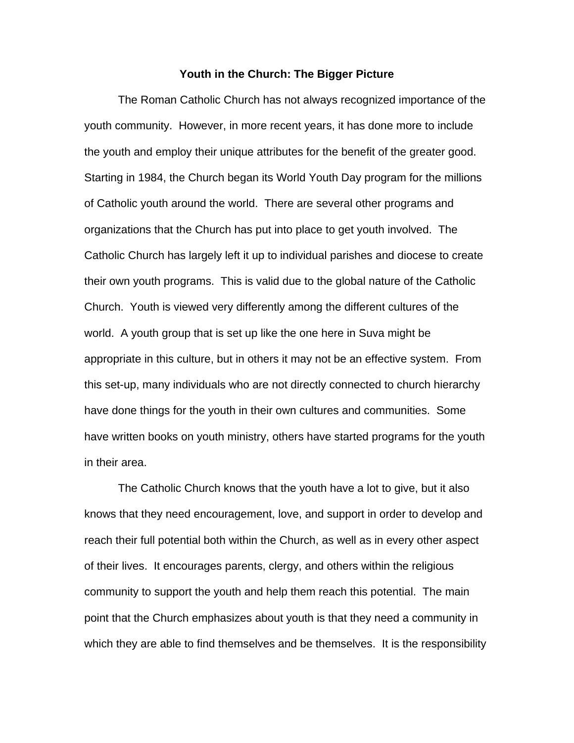## Youth in the Church: The Bigger Picture

The Roman Catholic Church has not always recognized importance of the youth community. However, in more recent years, it has done more to include the youth and employ their unique attributes for the benefit of the greater good. Starting in 1984, the Church began its World Youth Day program for the millions of Catholic youth around the world. There are several other programs and organizations that the Church has put into place to get youth involved. The Catholic Church has largely left it up to individual parishes and diocese to create their own youth programs. This is valid due to the global nature of the Catholic Church. Youth is viewed very differently among the different cultures of the world. A youth group that is set up like the one here in Suva might be appropriate in this culture, but in others it may not be an effective system. From this set-up, many individuals who are not directly connected to church hierarchy have done things for the youth in their own cultures and communities. Some have written books on youth ministry, others have started programs for the youth in their area.

The Catholic Church knows that the youth have a lot to give, but it also knows that they need encouragement, love, and support in order to develop and reach their full potential both within the Church, as well as in every other aspect of their lives. It encourages parents, clergy, and others within the religious community to support the youth and help them reach this potential. The main point that the Church emphasizes about youth is that they need a community in which they are able to find themselves and be themselves. It is the responsibility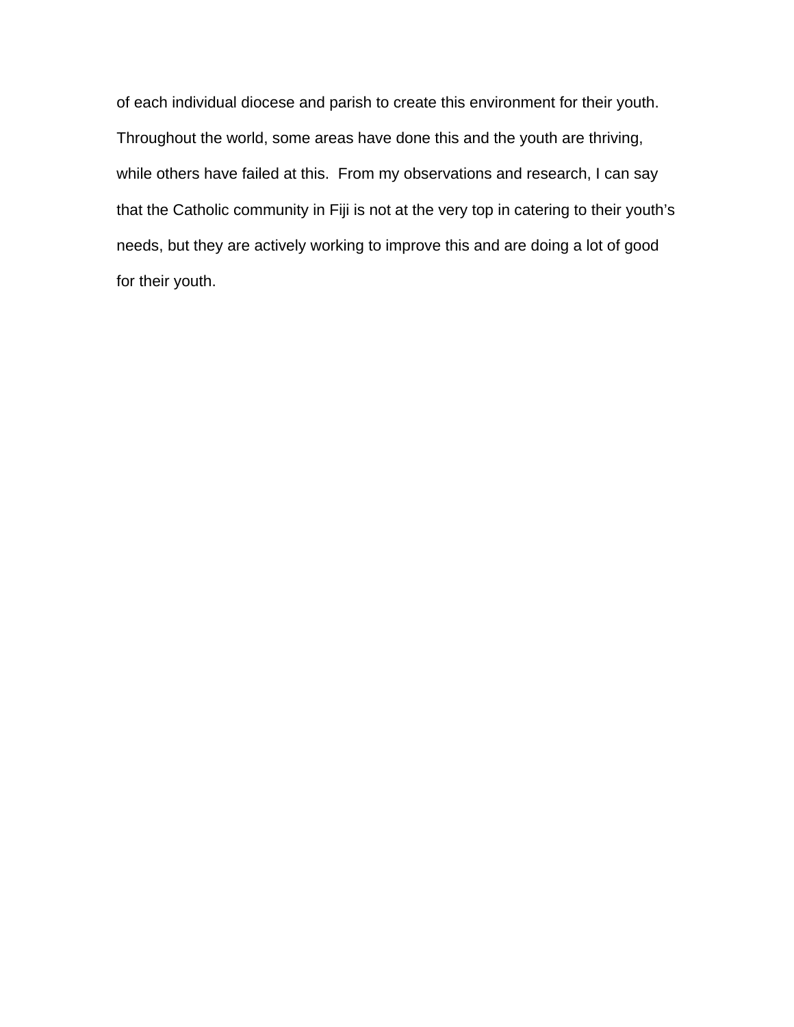of each individual diocese and parish to create this environment for their youth. Throughout the world, some areas have done this and the youth are thriving, while others have failed at this. From my observations and research, I can say that the Catholic community in Fiji is not at the very top in catering to their youth's needs, but they are actively working to improve this and are doing a lot of good for their youth.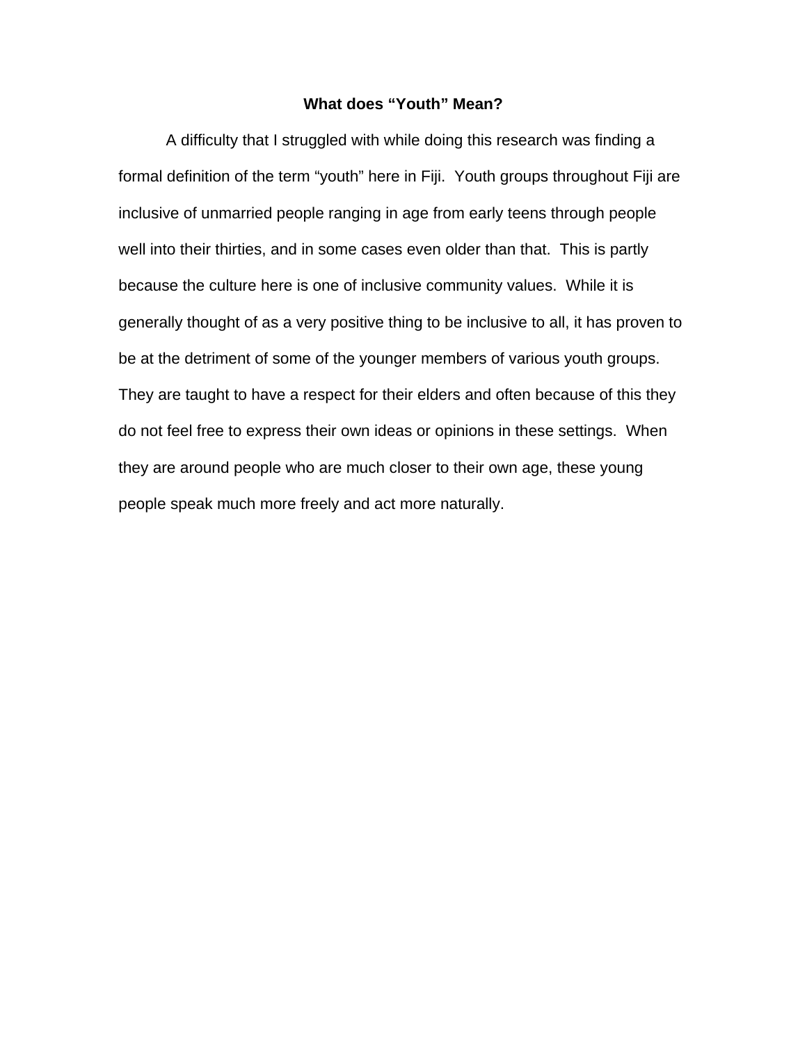## What does "Youth" Mean?

A difficulty that I struggled with while doing this research was finding a formal definition of the term "youth" here in Fiji. Youth groups throughout Fiji are inclusive of unmarried people ranging in age from early teens through people well into their thirties, and in some cases even older than that. This is partly because the culture here is one of inclusive community values. While it is generally thought of as a very positive thing to be inclusive to all, it has proven to be at the detriment of some of the younger members of various youth groups. They are taught to have a respect for their elders and often because of this they do not feel free to express their own ideas or opinions in these settings. When they are around people who are much closer to their own age, these young people speak much more freely and act more naturally.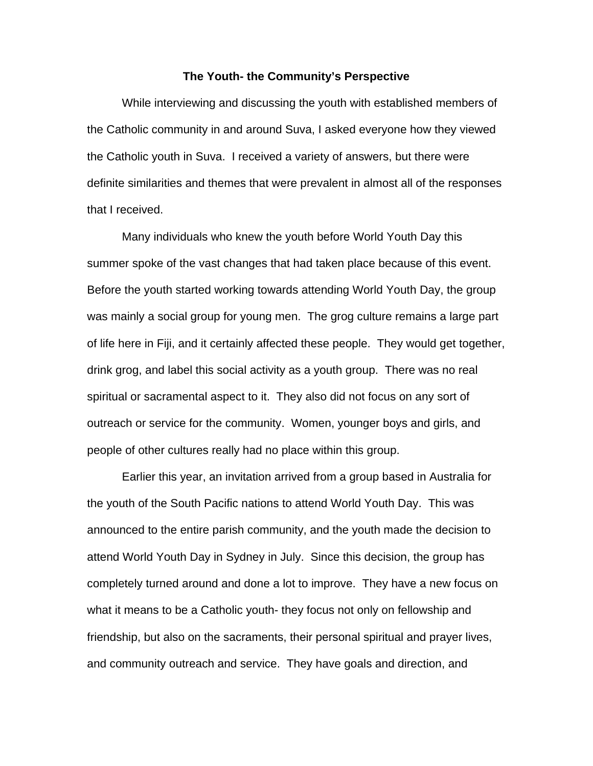**The Youth- the Community's Perspective**

While interviewing and discussing the youth with established members of the Catholic community in and around Suva, I asked everyone how they viewed the Catholic youth in Suva. I received a variety of answers, but there were definite similarities and themes that were prevalent in almost all of the responses that I received.

Many individuals who knew the youth before World Youth Day this summer spoke of the vast changes that had taken place because of this event. Before the youth started working towards attending World Youth Day, the group was mainly a social group for young men. The grog culture remains a large part of life here in Fiji, and it certainly affected these people. They would get together, drink grog, and label this social activity as a youth group. There was no real spiritual or sacramental aspect to it. They also did not focus on any sort of outreach or service for the community. Women, younger boys and girls, and people of other cultures really had no place within this group.

Earlier this year, an invitation arrived from a group based in Australia for the youth of the South Pacific nations to attend World Youth Day. This was announced to the entire parish community, and the youth made the decision to attend World Youth Day in Sydney in July. Since this decision, the group has completely turned around and done a lot to improve. They have a new focus on what it means to be a Catholic youth- they focus not only on fellowship and friendship, but also on the sacraments, their personal spiritual and prayer lives, and community outreach and service. They have goals and direction, and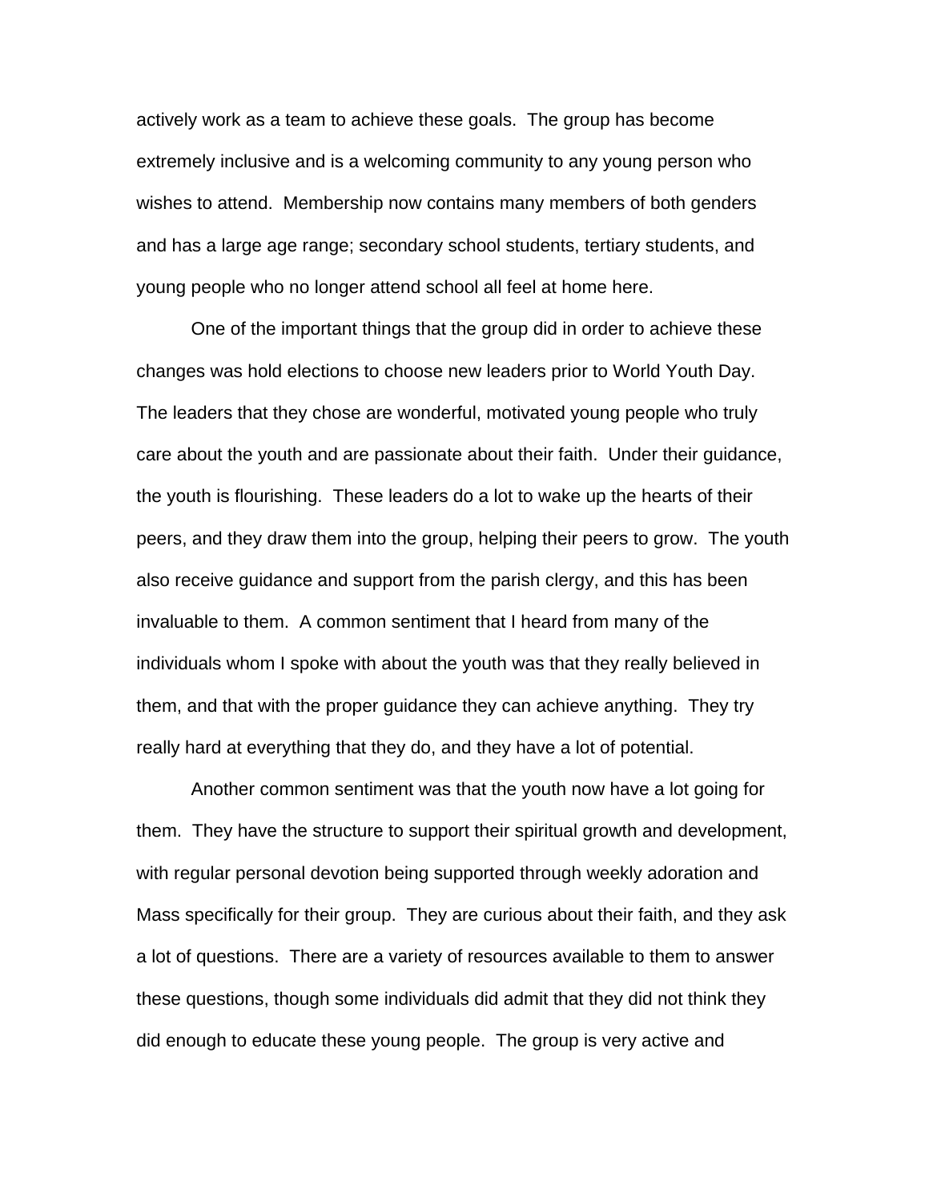actively work as a team to achieve these goals. The group has become extremely inclusive and is a welcoming community to any young person who wishes to attend. Membership now contains many members of both genders and has a large age range; secondary school students, tertiary students, and young people who no longer attend school all feel at home here.

One of the important things that the group did in order to achieve these changes was hold elections to choose new leaders prior to World Youth Day. The leaders that they chose are wonderful, motivated young people who truly care about the youth and are passionate about their faith. Under their guidance, the youth is flourishing. These leaders do a lot to wake up the hearts of their peers, and they draw them into the group, helping their peers to grow. The youth also receive guidance and support from the parish clergy, and this has been invaluable to them. A common sentiment that I heard from many of the individuals whom I spoke with about the youth was that they really believed in them, and that with the proper guidance they can achieve anything. They try really hard at everything that they do, and they have a lot of potential.

Another common sentiment was that the youth now have a lot going for them. They have the structure to support their spiritual growth and development, with regular personal devotion being supported through weekly adoration and Mass specifically for their group. They are curious about their faith, and they ask a lot of questions. There are a variety of resources available to them to answer these questions, though some individuals did admit that they did not think they did enough to educate these young people. The group is very active and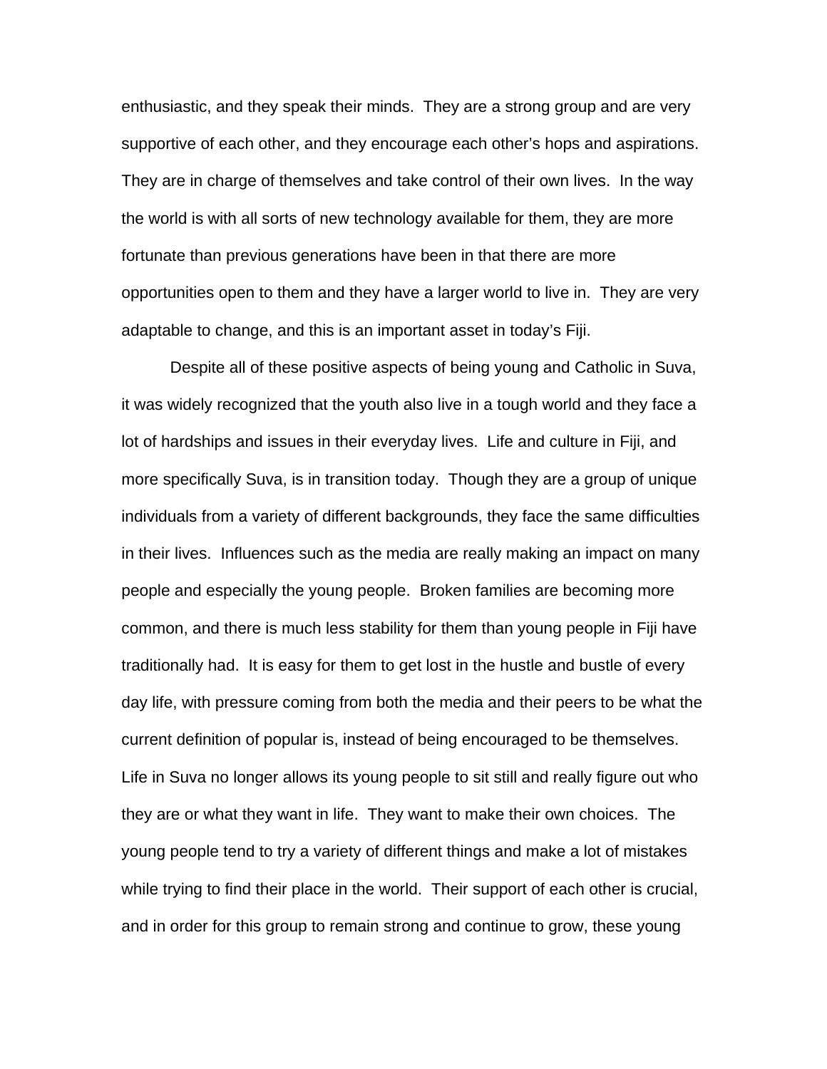enthusiastic, and they speak their minds. They are a strong group and are very supportive of each other, and they encourage each other's hops and aspirations. They are in charge of themselves and take control of their own lives. In the way the world is with all sorts of new technology available for them, they are more fortunate than previous generations have been in that there are more opportunities open to them and they have a larger world to live in. They are very adaptable to change, and this is an important asset in today's Fiji.

Despite all of these positive aspects of being young and Catholic in Suva, it was widely recognized that the youth also live in a tough world and they face a lot of hardships and issues in their everyday lives. Life and culture in Fiji, and more specifically Suva, is in transition today. Though they are a group of unique individuals from a variety of different backgrounds, they face the same difficulties in their lives. Influences such as the media are really making an impact on many people and especially the young people. Broken families are becoming more common, and there is much less stability for them than young people in Fiji have traditionally had. It is easy for them to get lost in the hustle and bustle of every day life, with pressure coming from both the media and their peers to be what the current definition of popular is, instead of being encouraged to be themselves. Life in Suva no longer allows its young people to sit still and really figure out who they are or what they want in life. They want to make their own choices. The young people tend to try a variety of different things and make a lot of mistakes while trying to find their place in the world. Their support of each other is crucial, and in order for this group to remain strong and continue to grow, these young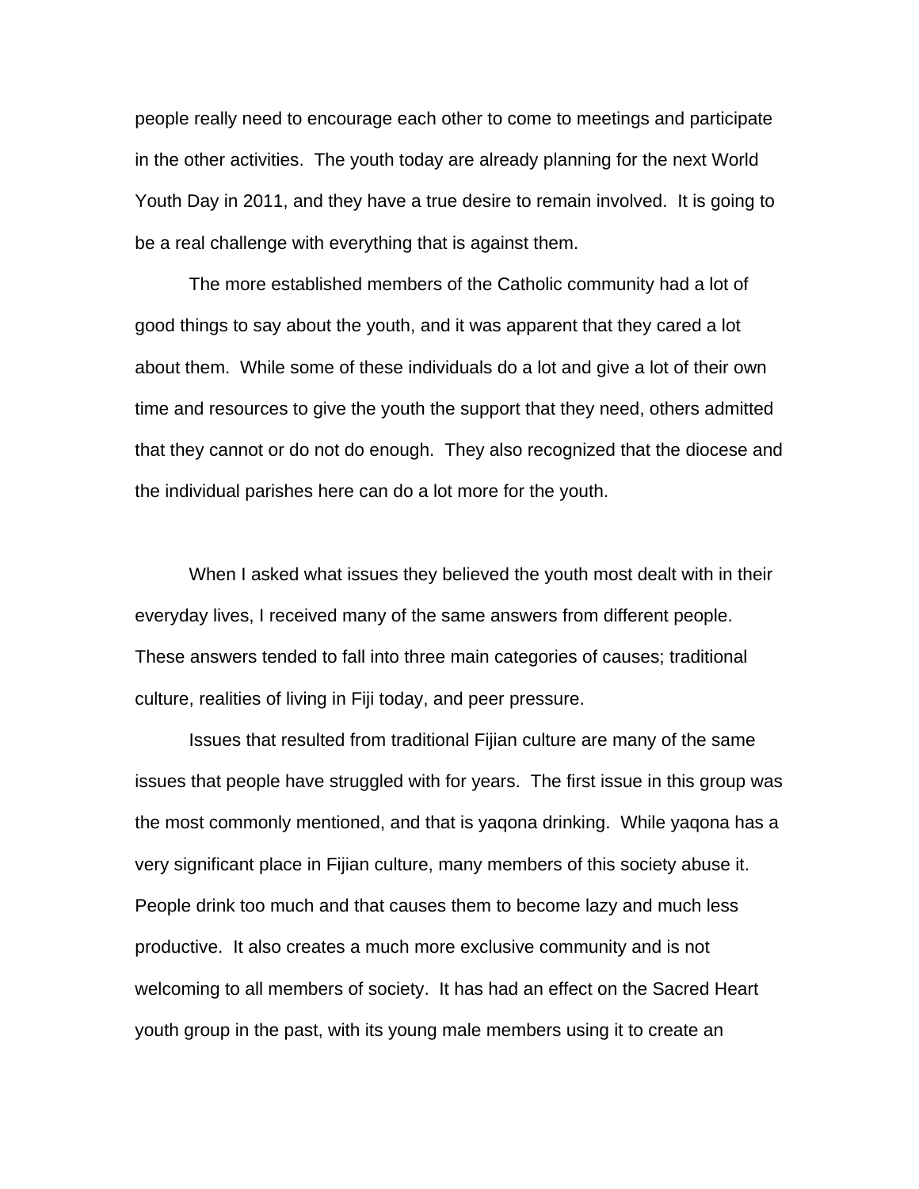people really need to encourage each other to come to meetings and participate in the other activities. The youth today are already planning for the next World Youth Day in 2011, and they have a true desire to remain involved. It is going to be a real challenge with everything that is against them.

The more established members of the Catholic community had a lot of good things to say about the youth, and it was apparent that they cared a lot about them. While some of these individuals do a lot and give a lot of their own time and resources to give the youth the support that they need, others admitted that they cannot or do not do enough. They also recognized that the diocese and the individual parishes here can do a lot more for the youth.

When I asked what issues they believed the youth most dealt with in their everyday lives, I received many of the same answers from different people. These answers tended to fall into three main categories of causes; traditional culture, realities of living in Fiji today, and peer pressure.

Issues that resulted from traditional Fijian culture are many of the same issues that people have struggled with for years. The first issue in this group was the most commonly mentioned, and that is yaqona drinking. While yaqona has a very significant place in Fijian culture, many members of this society abuse it. People drink too much and that causes them to become lazy and much less productive. It also creates a much more exclusive community and is not welcoming to all members of society. It has had an effect on the Sacred Heart youth group in the past, with its young male members using it to create an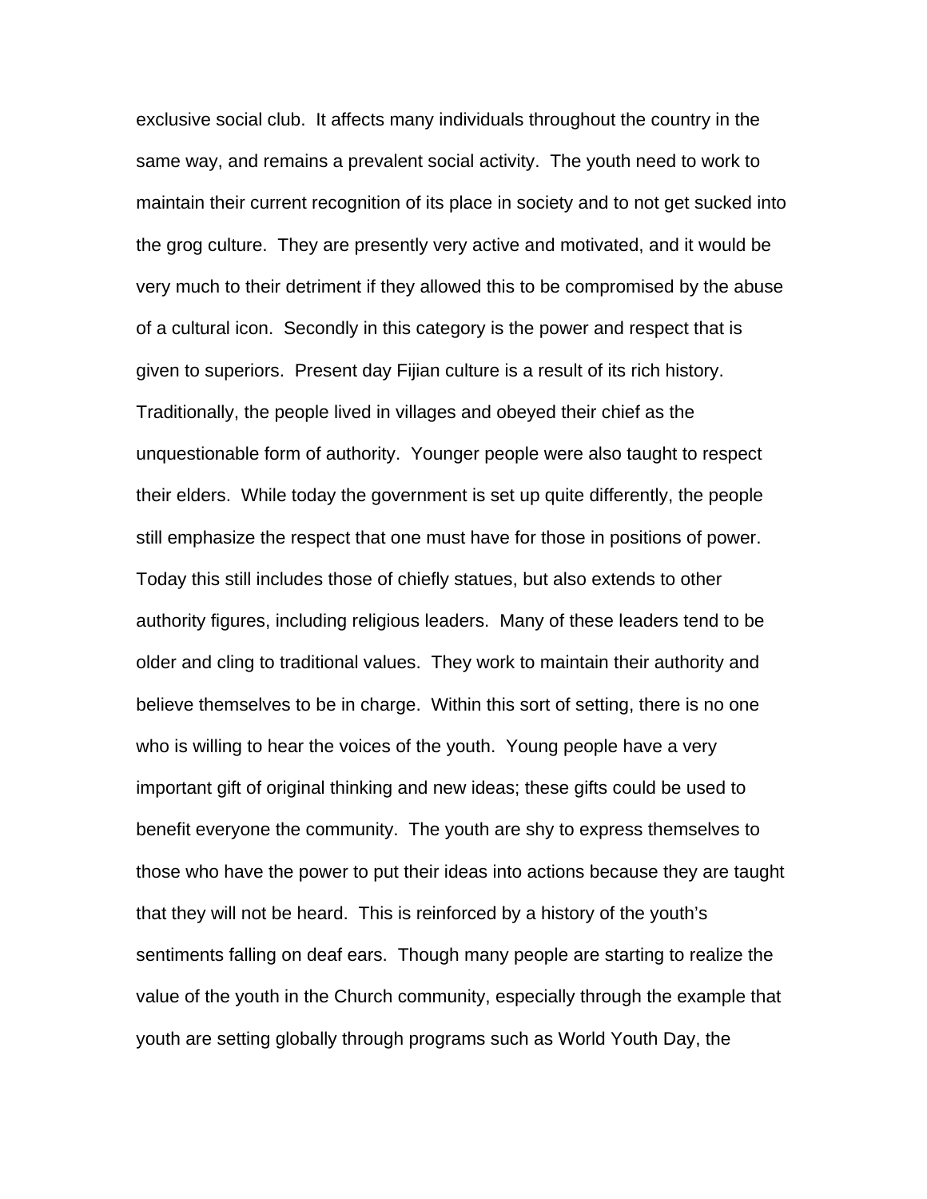exclusive social club. It affects many individuals throughout the country in the same way, and remains a prevalent social activity. The youth need to work to maintain their current recognition of its place in society and to not get sucked into the grog culture. They are presently very active and motivated, and it would be very much to their detriment if they allowed this to be compromised by the abuse of a cultural icon. Secondly in this category is the power and respect that is given to superiors. Present day Fijian culture is a result of its rich history. Traditionally, the people lived in villages and obeyed their chief as the unquestionable form of authority. Younger people were also taught to respect their elders. While today the government is set up quite differently, the people still emphasize the respect that one must have for those in positions of power. Today this still includes those of chiefly statues, but also extends to other authority figures, including religious leaders. Many of these leaders tend to be older and cling to traditional values. They work to maintain their authority and believe themselves to be in charge. Within this sort of setting, there is no one who is willing to hear the voices of the youth. Young people have a very important gift of original thinking and new ideas; these gifts could be used to benefit everyone the community. The youth are shy to express themselves to those who have the power to put their ideas into actions because they are taught that they will not be heard. This is reinforced by a history of the youth's sentiments falling on deaf ears. Though many people are starting to realize the value of the youth in the Church community, especially through the example that youth are setting globally through programs such as World Youth Day, the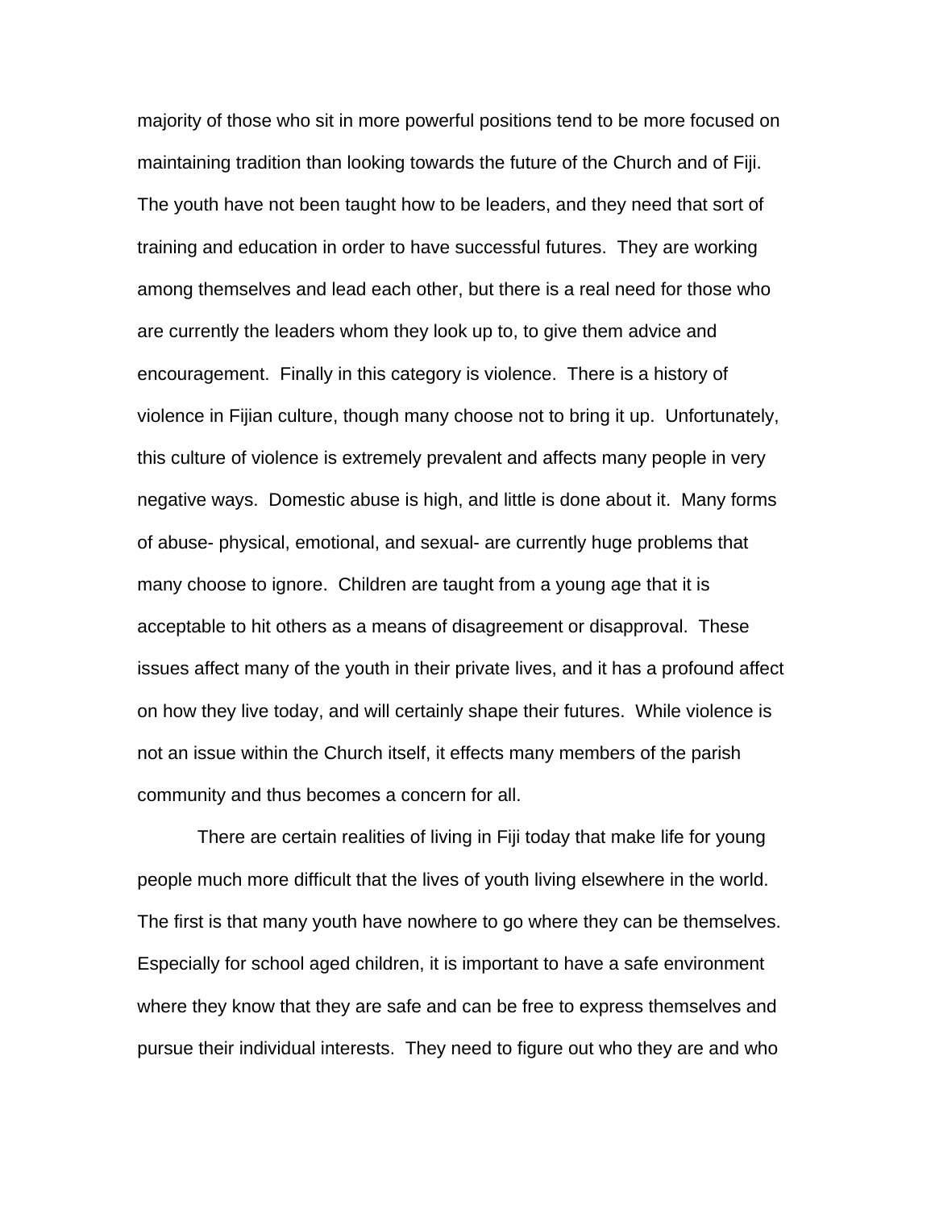majority of those who sit in more powerful positions tend to be more focused on maintaining tradition than looking towards the future of the Church and of Fiji. The youth have not been taught how to be leaders, and they need that sort of training and education in order to have successful futures. They are working among themselves and lead each other, but there is a real need for those who are currently the leaders whom they look up to, to give them advice and encouragement. Finally in this category is violence. There is a history of violence in Fijian culture, though many choose not to bring it up. Unfortunately, this culture of violence is extremely prevalent and affects many people in very negative ways. Domestic abuse is high, and little is done about it. Many forms of abuse- physical, emotional, and sexual- are currently huge problems that many choose to ignore. Children are taught from a young age that it is acceptable to hit others as a means of disagreement or disapproval. These issues affect many of the youth in their private lives, and it has a profound affect on how they live today, and will certainly shape their futures. While violence is not an issue within the Church itself, it effects many members of the parish community and thus becomes a concern for all.

There are certain realities of living in Fiji today that make life for young people much more difficult that the lives of youth living elsewhere in the world. The first is that many youth have nowhere to go where they can be themselves. Especially for school aged children, it is important to have a safe environment where they know that they are safe and can be free to express themselves and pursue their individual interests. They need to figure out who they are and who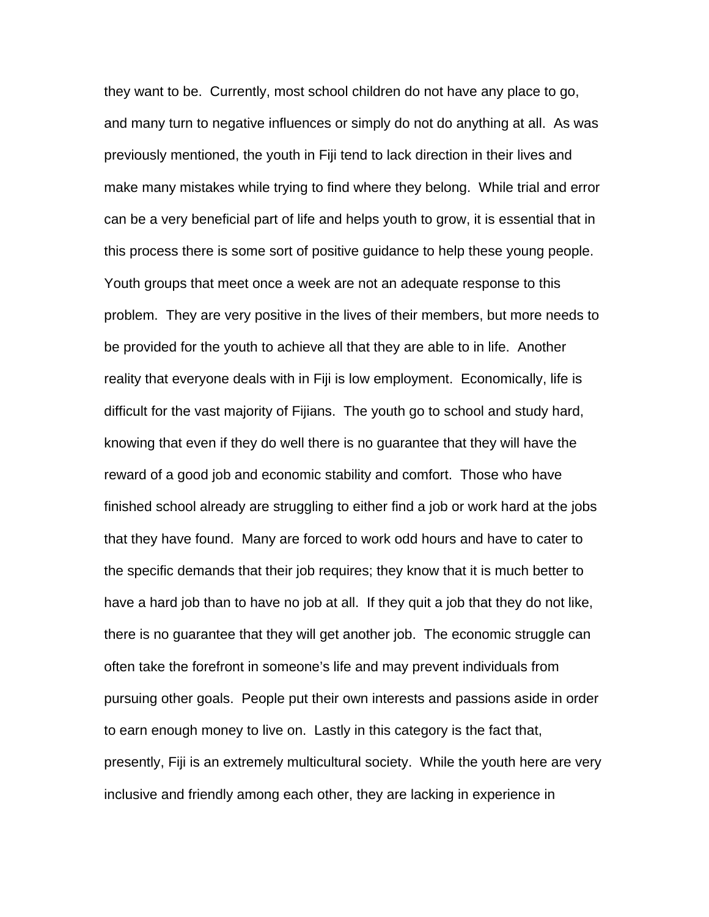they want to be. Currently, most school children do not have any place to go, and many turn to negative influences or simply do not do anything at all. As was previously mentioned, the youth in Fiji tend to lack direction in their lives and make many mistakes while trying to find where they belong. While trial and error can be a very beneficial part of life and helps youth to grow, it is essential that in this process there is some sort of positive guidance to help these young people. Youth groups that meet once a week are not an adequate response to this problem. They are very positive in the lives of their members, but more needs to be provided for the youth to achieve all that they are able to in life. Another reality that everyone deals with in Fiji is low employment. Economically, life is difficult for the vast majority of Fijians. The youth go to school and study hard, knowing that even if they do well there is no guarantee that they will have the reward of a good job and economic stability and comfort. Those who have finished school already are struggling to either find a job or work hard at the jobs that they have found. Many are forced to work odd hours and have to cater to the specific demands that their job requires; they know that it is much better to have a hard job than to have no job at all. If they quit a job that they do not like, there is no guarantee that they will get another job. The economic struggle can often take the forefront in someone's life and may prevent individuals from pursuing other goals. People put their own interests and passions aside in order to earn enough money to live on. Lastly in this category is the fact that, presently, Fiji is an extremely multicultural society. While the youth here are very inclusive and friendly among each other, they are lacking in experience in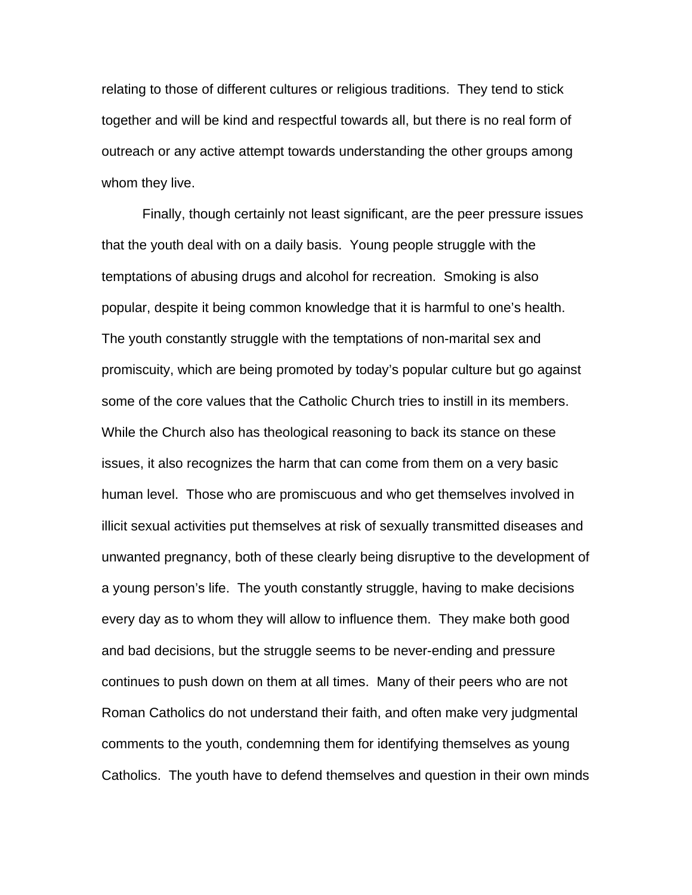relating to those of different cultures or religious traditions. They tend to stick together and will be kind and respectful towards all, but there is no real form of outreach or any active attempt towards understanding the other groups among whom they live.

Finally, though certainly not least significant, are the peer pressure issues that the youth deal with on a daily basis. Young people struggle with the temptations of abusing drugs and alcohol for recreation. Smoking is also popular, despite it being common knowledge that it is harmful to one's health. The youth constantly struggle with the temptations of non-marital sex and promiscuity, which are being promoted by today's popular culture but go against some of the core values that the Catholic Church tries to instill in its members. While the Church also has theological reasoning to back its stance on these issues, it also recognizes the harm that can come from them on a very basic human level. Those who are promiscuous and who get themselves involved in illicit sexual activities put themselves at risk of sexually transmitted diseases and unwanted pregnancy, both of these clearly being disruptive to the development of a young person's life. The youth constantly struggle, having to make decisions every day as to whom they will allow to influence them. They make both good and bad decisions, but the struggle seems to be never-ending and pressure continues to push down on them at all times. Many of their peers who are not Roman Catholics do not understand their faith, and often make very judgmental comments to the youth, condemning them for identifying themselves as young Catholics. The youth have to defend themselves and question in their own minds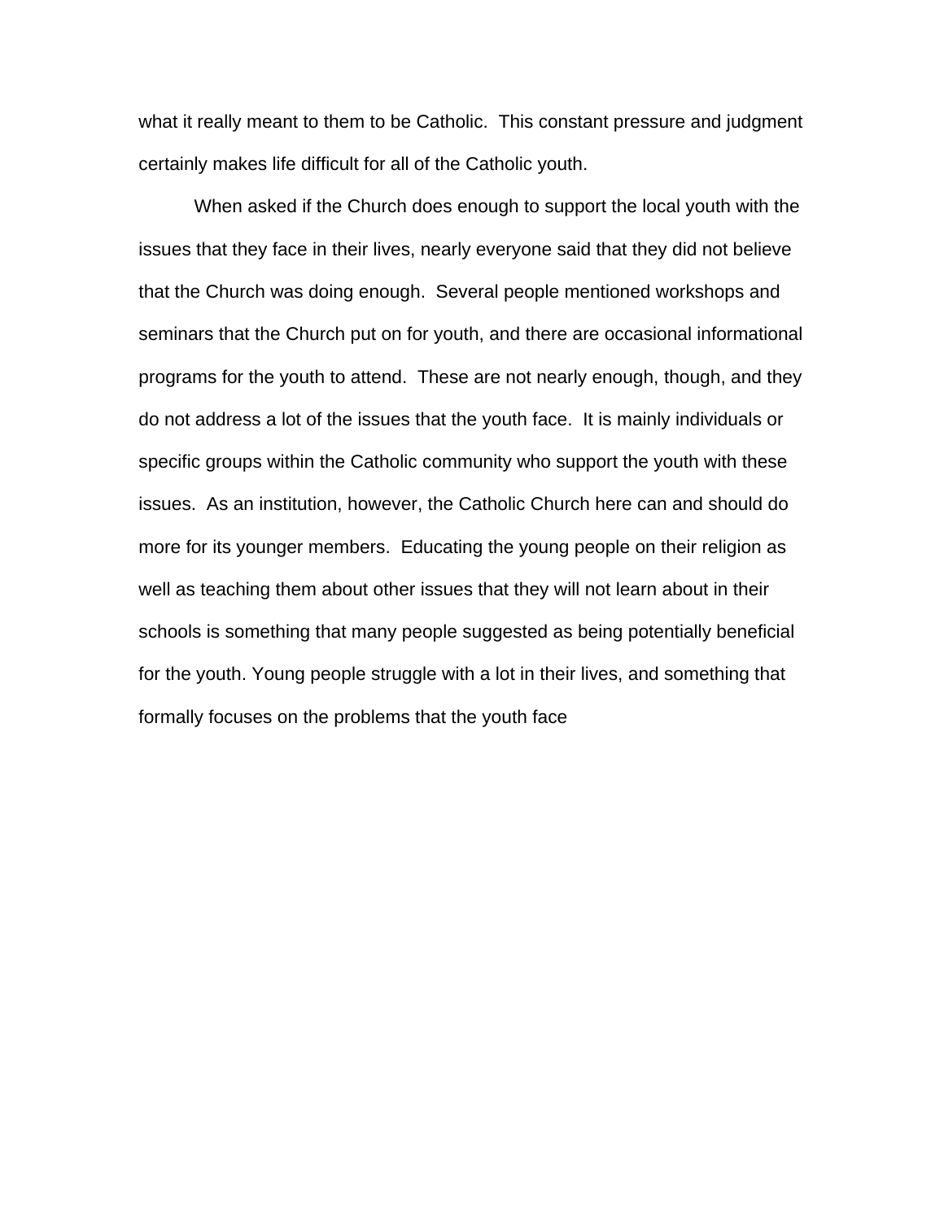what it really meant to them to be Catholic. This constant pressure and judgment certainly makes life difficult for all of the Catholic youth.

When asked if the Church does enough to support the local youth with the issues that they face in their lives, nearly everyone said that they did not believe that the Church was doing enough. Several people mentioned workshops and seminars that the Church put on for youth, and there are occasional informational programs for the youth to attend. These are not nearly enough, though, and they do not address a lot of the issues that the youth face. It is mainly individuals or specific groups within the Catholic community who support the youth with these issues. As an institution, however, the Catholic Church here can and should do more for its younger members. Educating the young people on their religion as well as teaching them about other issues that they will not learn about in their schools is something that many people suggested as being potentially beneficial for the youth. Young people struggle with a lot in their lives, and something that formally focuses on the problems that the youth face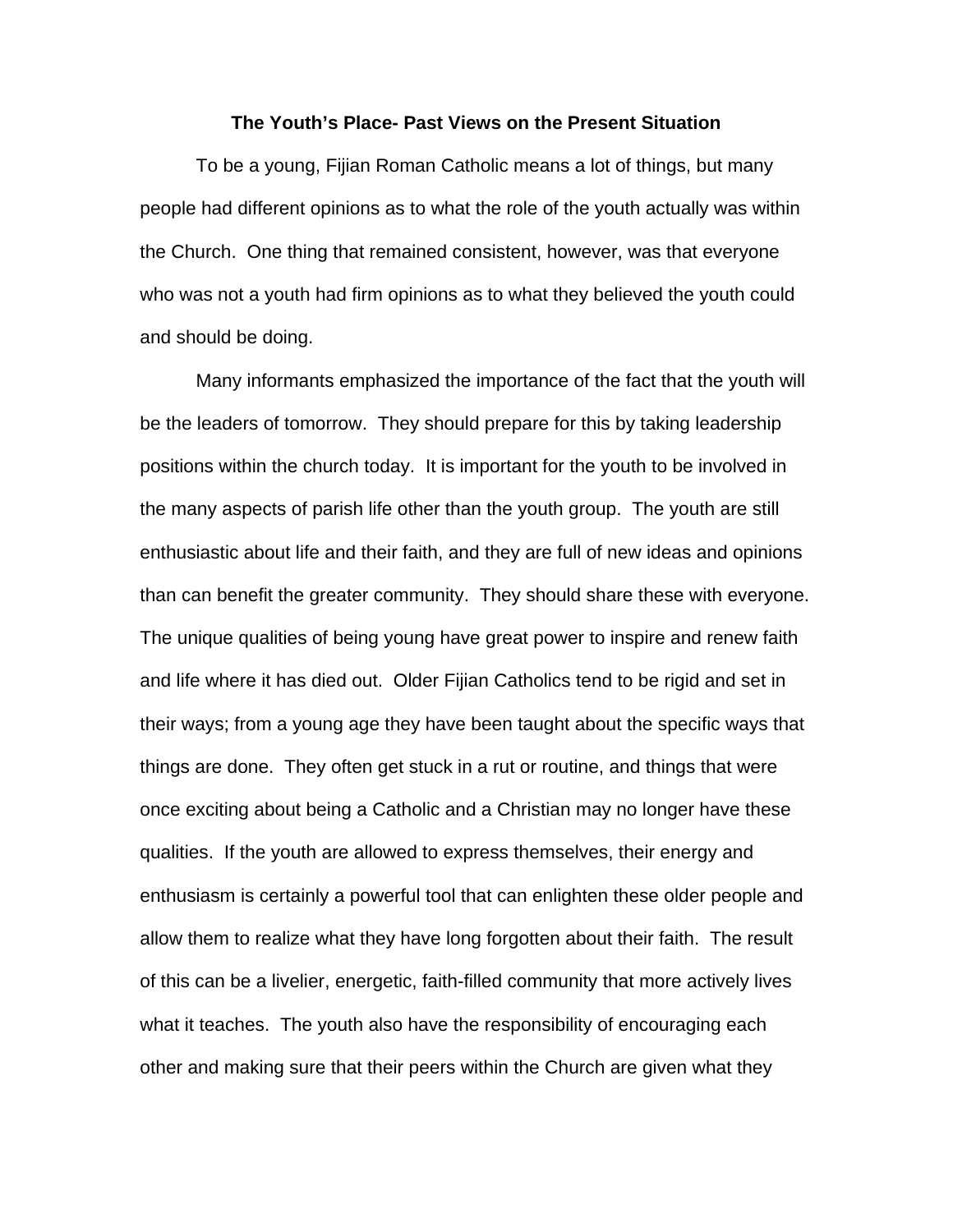**The Youth's Place- Past Views on the Present Situation**

To be a young, Fijian Roman Catholic means a lot of things, but many people had different opinions as to what the role of the youth actually was within the Church. One thing that remained consistent, however, was that everyone who was not a youth had firm opinions as to what they believed the youth could and should be doing.

Many informants emphasized the importance of the fact that the youth will be the leaders of tomorrow. They should prepare for this by taking leadership positions within the church today. It is important for the youth to be involved in the many aspects of parish life other than the youth group. The youth are still enthusiastic about life and their faith, and they are full of new ideas and opinions than can benefit the greater community. They should share these with everyone. The unique qualities of being young have great power to inspire and renew faith and life where it has died out. Older Fijian Catholics tend to be rigid and set in their ways; from a young age they have been taught about the specific ways that things are done. They often get stuck in a rut or routine, and things that were once exciting about being a Catholic and a Christian may no longer have these qualities. If the youth are allowed to express themselves, their energy and enthusiasm is certainly a powerful tool that can enlighten these older people and allow them to realize what they have long forgotten about their faith. The result of this can be a livelier, energetic, faith-filled community that more actively lives what it teaches. The youth also have the responsibility of encouraging each other and making sure that their peers within the Church are given what they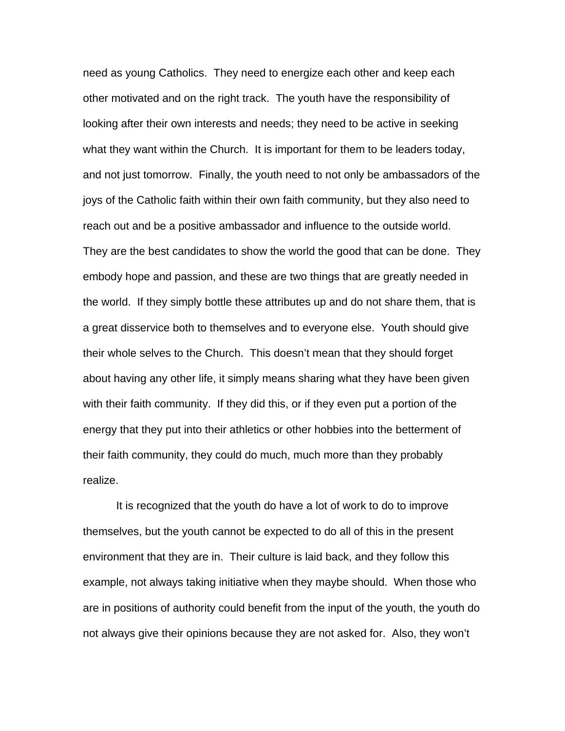need as young Catholics. They need to energize each other and keep each other motivated and on the right track. The youth have the responsibility of looking after their own interests and needs; they need to be active in seeking what they want within the Church. It is important for them to be leaders today, and not just tomorrow. Finally, the youth need to not only be ambassadors of the joys of the Catholic faith within their own faith community, but they also need to reach out and be a positive ambassador and influence to the outside world. They are the best candidates to show the world the good that can be done. They embody hope and passion, and these are two things that are greatly needed in the world. If they simply bottle these attributes up and do not share them, that is a great disservice both to themselves and to everyone else. Youth should give their whole selves to the Church. This doesn't mean that they should forget about having any other life, it simply means sharing what they have been given with their faith community. If they did this, or if they even put a portion of the energy that they put into their athletics or other hobbies into the betterment of their faith community, they could do much, much more than they probably realize.

It is recognized that the youth do have a lot of work to do to improve themselves, but the youth cannot be expected to do all of this in the present environment that they are in. Their culture is laid back, and they follow this example, not always taking initiative when they maybe should. When those who are in positions of authority could benefit from the input of the youth, the youth do not always give their opinions because they are not asked for. Also, they won't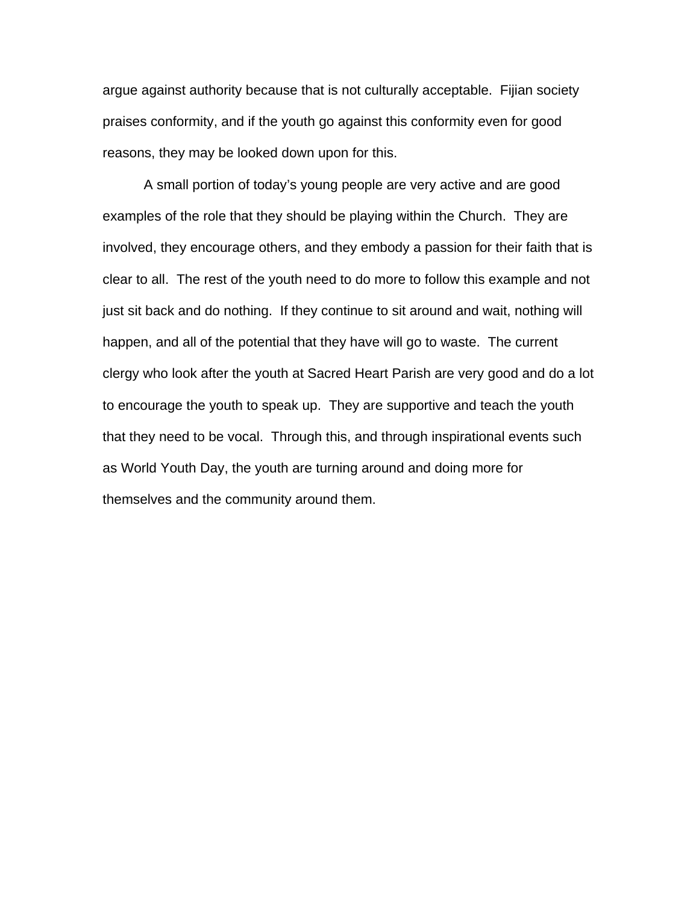argue against authority because that is not culturally acceptable. Fijian society praises conformity, and if the youth go against this conformity even for good reasons, they may be looked down upon for this.

A small portion of today's young people are very active and are good examples of the role that they should be playing within the Church. They are involved, they encourage others, and they embody a passion for their faith that is clear to all. The rest of the youth need to do more to follow this example and not just sit back and do nothing. If they continue to sit around and wait, nothing will happen, and all of the potential that they have will go to waste. The current clergy who look after the youth at Sacred Heart Parish are very good and do a lot to encourage the youth to speak up. They are supportive and teach the youth that they need to be vocal. Through this, and through inspirational events such as World Youth Day, the youth are turning around and doing more for themselves and the community around them.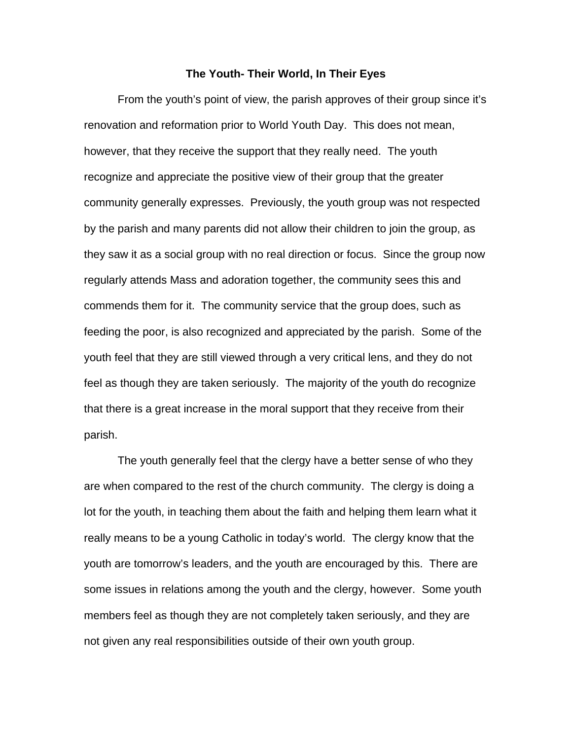**The Youth- Their World, In Their Eyes**

From the youth's point of view, the parish approves of their group since it's renovation and reformation prior to World Youth Day. This does not mean, however, that they receive the support that they really need. The youth recognize and appreciate the positive view of their group that the greater community generally expresses. Previously, the youth group was not respected by the parish and many parents did not allow their children to join the group, as they saw it as a social group with no real direction or focus. Since the group now regularly attends Mass and adoration together, the community sees this and commends them for it. The community service that the group does, such as feeding the poor, is also recognized and appreciated by the parish. Some of the youth feel that they are still viewed through a very critical lens, and they do not feel as though they are taken seriously. The majority of the youth do recognize that there is a great increase in the moral support that they receive from their parish.

The youth generally feel that the clergy have a better sense of who they are when compared to the rest of the church community. The clergy is doing a lot for the youth, in teaching them about the faith and helping them learn what it really means to be a young Catholic in today's world. The clergy know that the youth are tomorrow's leaders, and the youth are encouraged by this. There are some issues in relations among the youth and the clergy, however. Some youth members feel as though they are not completely taken seriously, and they are not given any real responsibilities outside of their own youth group.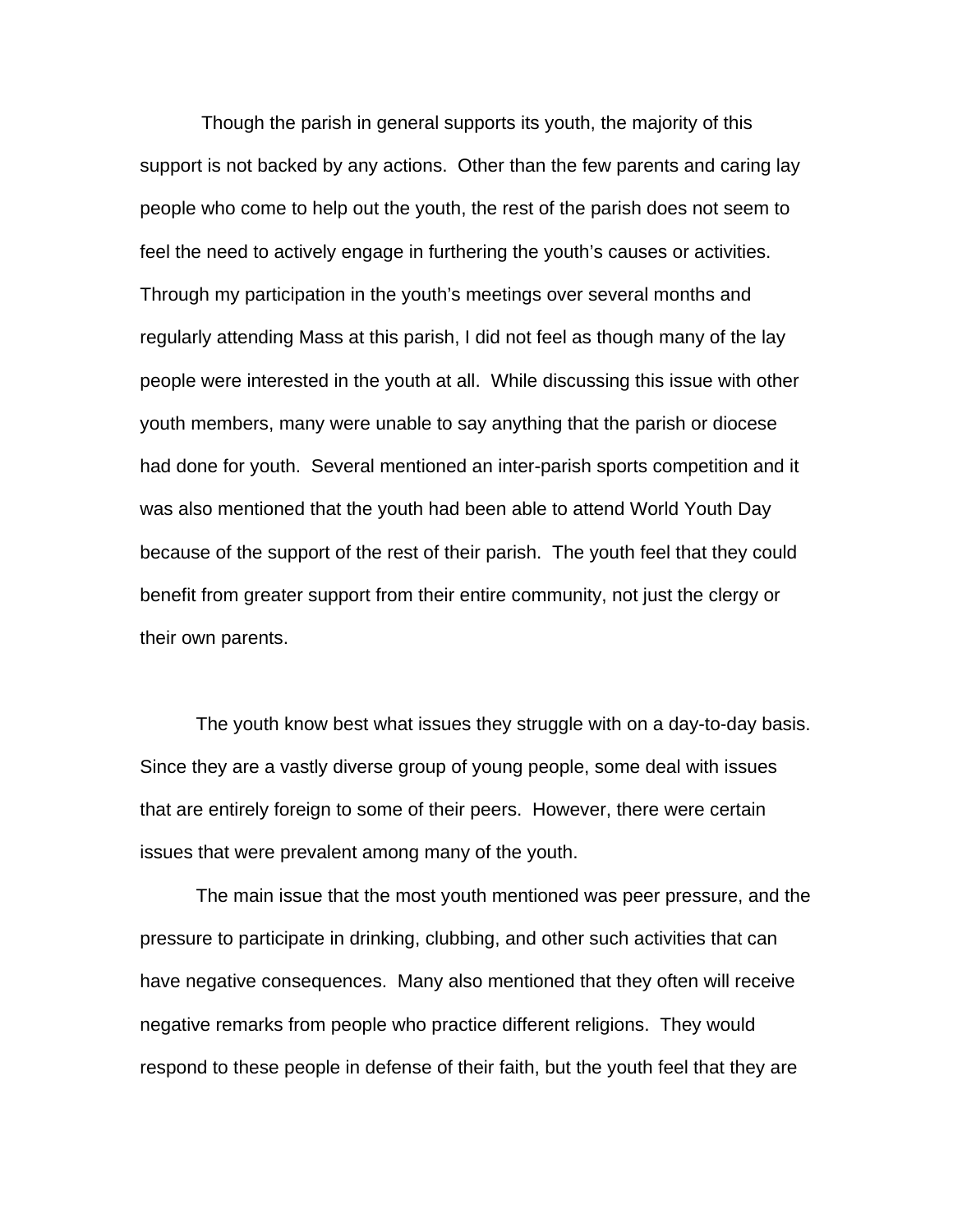Though the parish in general supports its youth, the majority of this support is not backed by any actions. Other than the few parents and caring lay people who come to help out the youth, the rest of the parish does not seem to feel the need to actively engage in furthering the youth's causes or activities. Through my participation in the youth's meetings over several months and regularly attending Mass at this parish, I did not feel as though many of the lay people were interested in the youth at all. While discussing this issue with other youth members, many were unable to say anything that the parish or diocese had done for youth. Several mentioned an inter-parish sports competition and it was also mentioned that the youth had been able to attend World Youth Day because of the support of the rest of their parish. The youth feel that they could benefit from greater support from their entire community, not just the clergy or their own parents.

The youth know best what issues they struggle with on a day-to-day basis. Since they are a vastly diverse group of young people, some deal with issues that are entirely foreign to some of their peers. However, there were certain issues that were prevalent among many of the youth.

The main issue that the most youth mentioned was peer pressure, and the pressure to participate in drinking, clubbing, and other such activities that can have negative consequences. Many also mentioned that they often will receive negative remarks from people who practice different religions. They would respond to these people in defense of their faith, but the youth feel that they are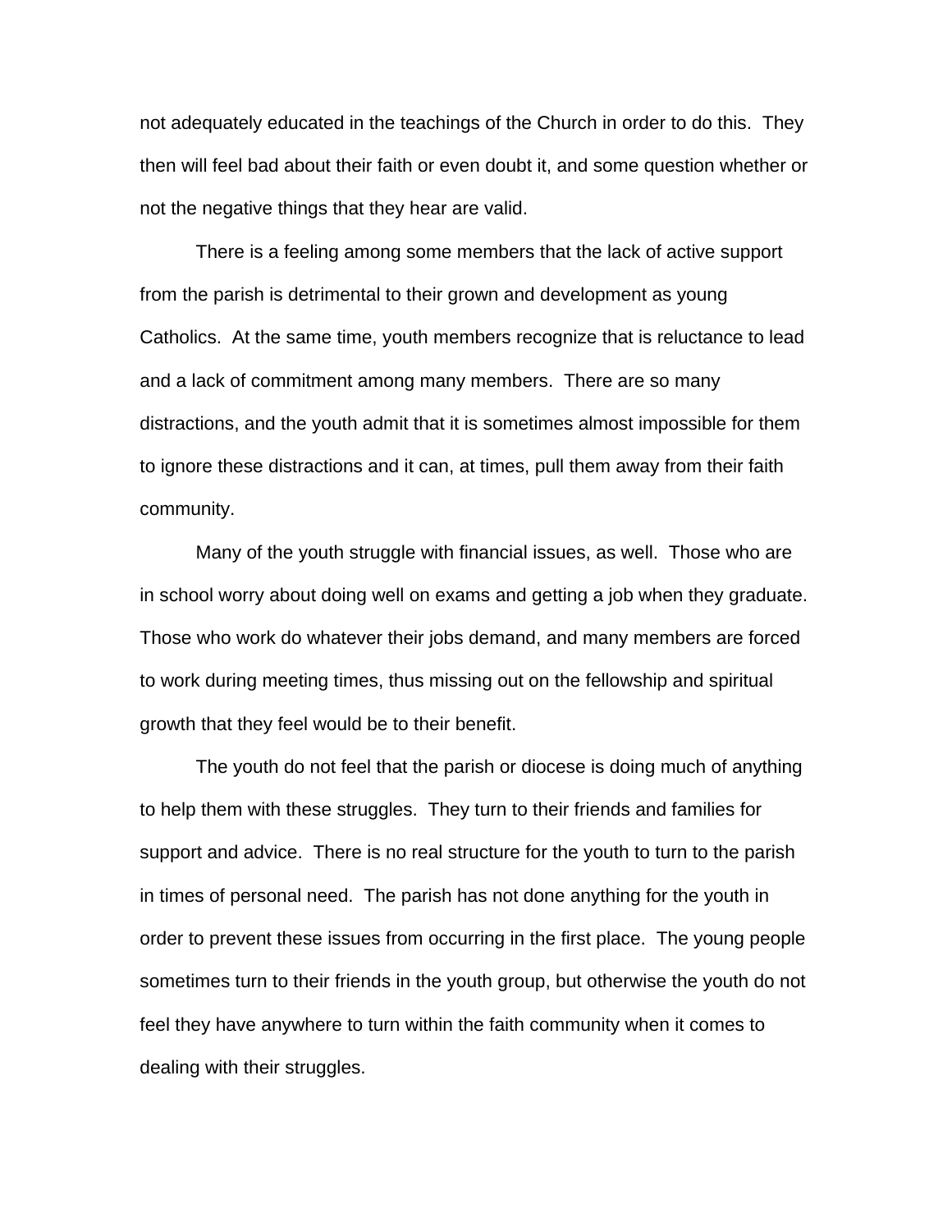not adequately educated in the teachings of the Church in order to do this. They then will feel bad about their faith or even doubt it, and some question whether or not the negative things that they hear are valid.

There is a feeling among some members that the lack of active support from the parish is detrimental to their grown and development as young Catholics. At the same time, youth members recognize that is reluctance to lead and a lack of commitment among many members. There are so many distractions, and the youth admit that it is sometimes almost impossible for them to ignore these distractions and it can, at times, pull them away from their faith community.

Many of the youth struggle with financial issues, as well. Those who are in school worry about doing well on exams and getting a job when they graduate. Those who work do whatever their jobs demand, and many members are forced to work during meeting times, thus missing out on the fellowship and spiritual growth that they feel would be to their benefit.

The youth do not feel that the parish or diocese is doing much of anything to help them with these struggles. They turn to their friends and families for support and advice. There is no real structure for the youth to turn to the parish in times of personal need. The parish has not done anything for the youth in order to prevent these issues from occurring in the first place. The young people sometimes turn to their friends in the youth group, but otherwise the youth do not feel they have anywhere to turn within the faith community when it comes to dealing with their struggles.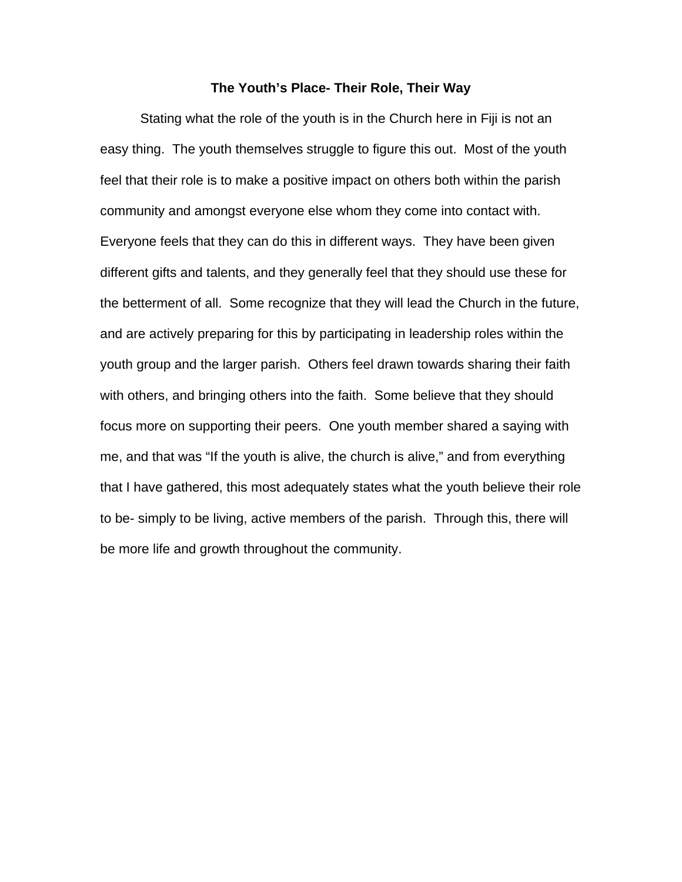**The Youth's Place- Their Role, Their Way**

Stating what the role of the youth is in the Church here in Fiji is not an easy thing. The youth themselves struggle to figure this out. Most of the youth feel that their role is to make a positive impact on others both within the parish community and amongst everyone else whom they come into contact with. Everyone feels that they can do this in different ways. They have been given different gifts and talents, and they generally feel that they should use these for the betterment of all. Some recognize that they will lead the Church in the future, and are actively preparing for this by participating in leadership roles within the youth group and the larger parish. Others feel drawn towards sharing their faith with others, and bringing others into the faith. Some believe that they should focus more on supporting their peers. One youth member shared a saying with me, and that was "If the youth is alive, the church is alive," and from everything that I have gathered, this most adequately states what the youth believe their role to be- simply to be living, active members of the parish. Through this, there will be more life and growth throughout the community.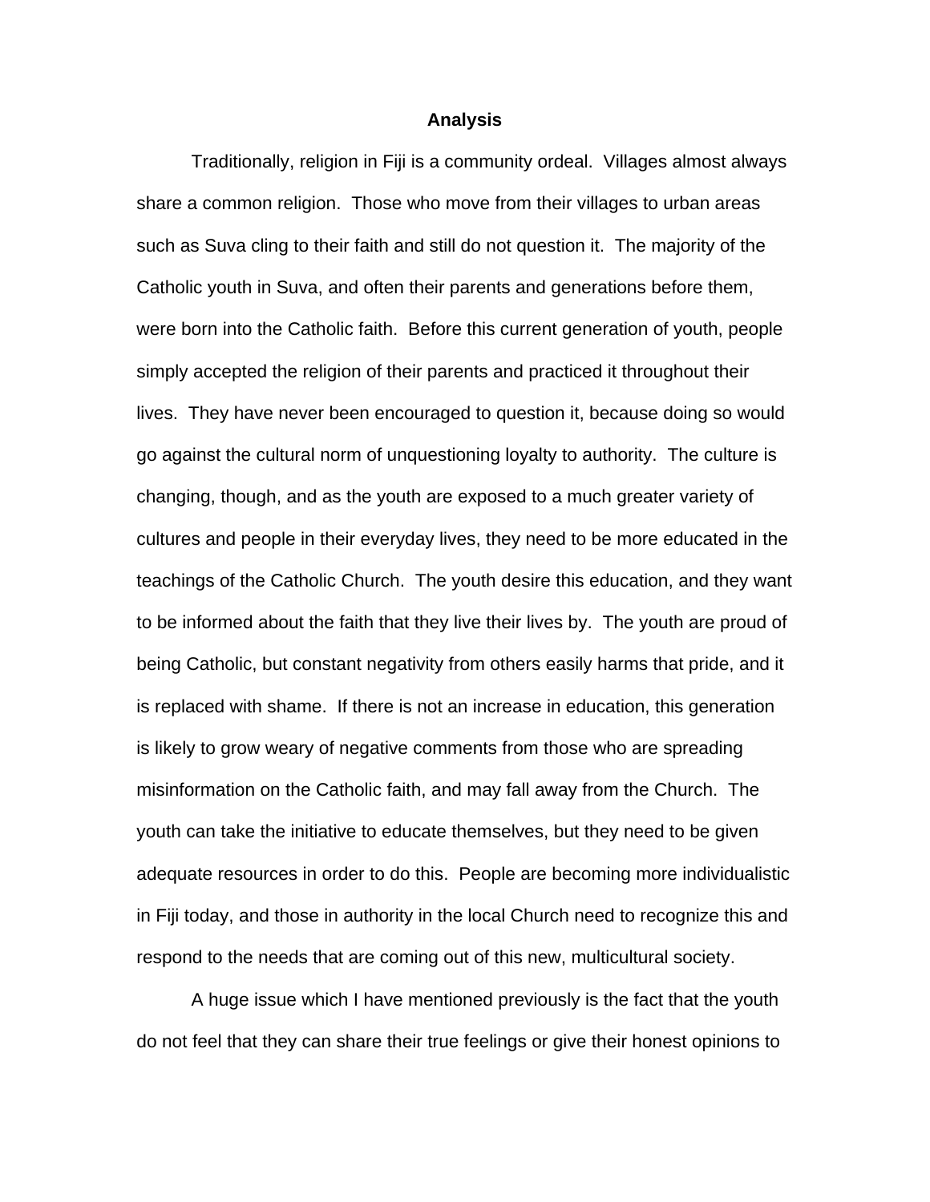## Analysis

Traditionally, religion in Fiji is a community ordeal. Villages almost always share a common religion. Those who move from their villages to urban areas such as Suva cling to their faith and still do not question it. The majority of the Catholic youth in Suva, and often their parents and generations before them, were born into the Catholic faith. Before this current generation of youth, people simply accepted the religion of their parents and practiced it throughout their lives. They have never been encouraged to question it, because doing so would go against the cultural norm of unquestioning loyalty to authority. The culture is changing, though, and as the youth are exposed to a much greater variety of cultures and people in their everyday lives, they need to be more educated in the teachings of the Catholic Church. The youth desire this education, and they want to be informed about the faith that they live their lives by. The youth are proud of being Catholic, but constant negativity from others easily harms that pride, and it is replaced with shame. If there is not an increase in education, this generation is likely to grow weary of negative comments from those who are spreading misinformation on the Catholic faith, and may fall away from the Church. The youth can take the initiative to educate themselves, but they need to be given adequate resources in order to do this. People are becoming more individualistic in Fiji today, and those in authority in the local Church need to recognize this and respond to the needs that are coming out of this new, multicultural society.

A huge issue which I have mentioned previously is the fact that the youth do not feel that they can share their true feelings or give their honest opinions to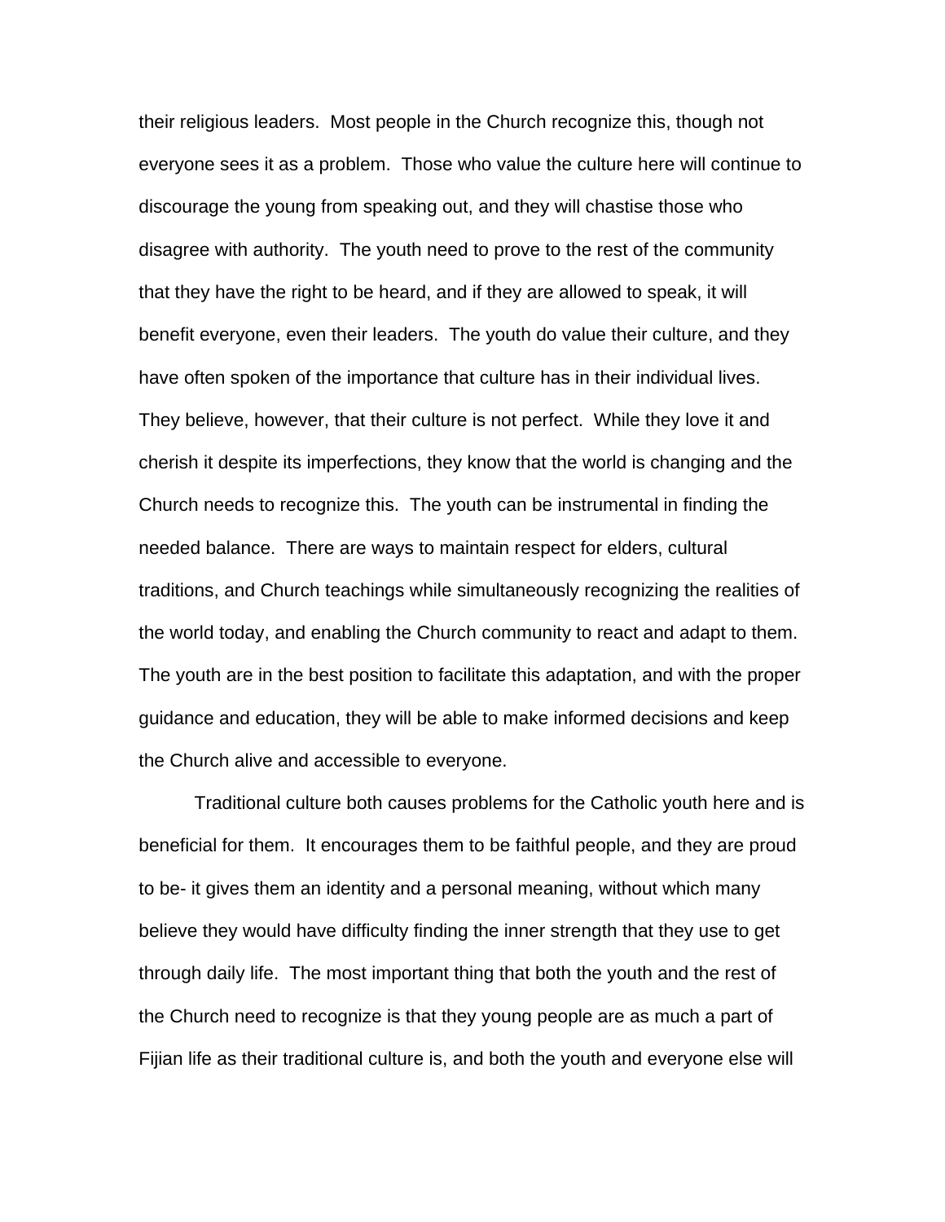their religious leaders. Most people in the Church recognize this, though not everyone sees it as a problem. Those who value the culture here will continue to discourage the young from speaking out, and they will chastise those who disagree with authority. The youth need to prove to the rest of the community that they have the right to be heard, and if they are allowed to speak, it will benefit everyone, even their leaders. The youth do value their culture, and they have often spoken of the importance that culture has in their individual lives. They believe, however, that their culture is not perfect. While they love it and cherish it despite its imperfections, they know that the world is changing and the Church needs to recognize this. The youth can be instrumental in finding the needed balance. There are ways to maintain respect for elders, cultural traditions, and Church teachings while simultaneously recognizing the realities of the world today, and enabling the Church community to react and adapt to them. The youth are in the best position to facilitate this adaptation, and with the proper guidance and education, they will be able to make informed decisions and keep the Church alive and accessible to everyone.

Traditional culture both causes problems for the Catholic youth here and is beneficial for them. It encourages them to be faithful people, and they are proud to be- it gives them an identity and a personal meaning, without which many believe they would have difficulty finding the inner strength that they use to get through daily life. The most important thing that both the youth and the rest of the Church need to recognize is that they young people are as much a part of Fijian life as their traditional culture is, and both the youth and everyone else will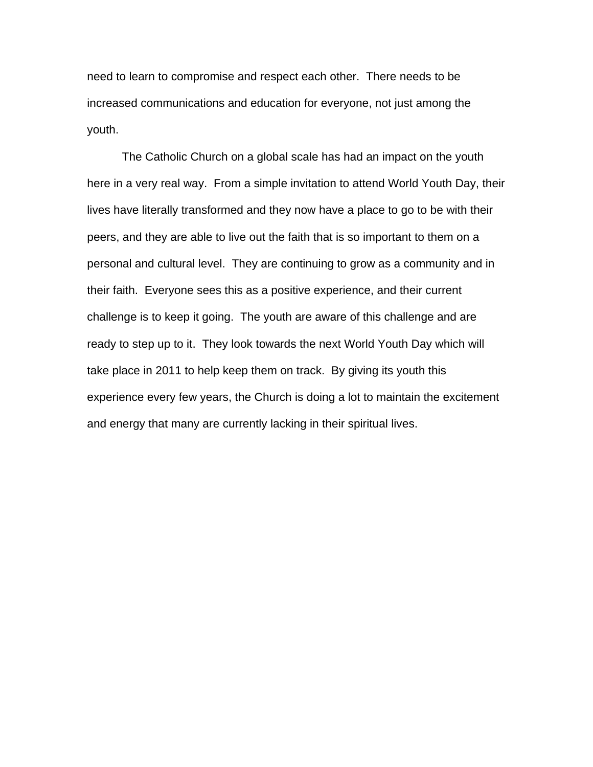need to learn to compromise and respect each other. There needs to be increased communications and education for everyone, not just among the youth.

The Catholic Church on a global scale has had an impact on the youth here in a very real way. From a simple invitation to attend World Youth Day, their lives have literally transformed and they now have a place to go to be with their peers, and they are able to live out the faith that is so important to them on a personal and cultural level. They are continuing to grow as a community and in their faith. Everyone sees this as a positive experience, and their current challenge is to keep it going. The youth are aware of this challenge and are ready to step up to it. They look towards the next World Youth Day which will take place in 2011 to help keep them on track. By giving its youth this experience every few years, the Church is doing a lot to maintain the excitement and energy that many are currently lacking in their spiritual lives.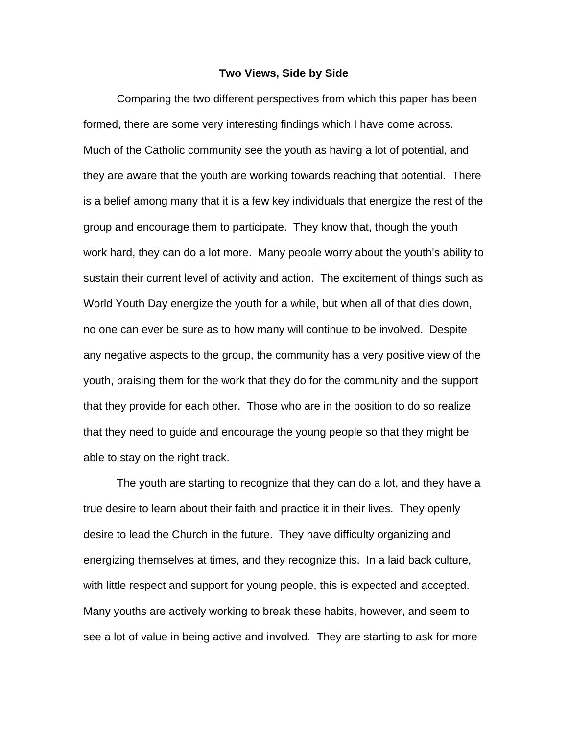## Two Views, Side by Side

Comparing the two different perspectives from which this paper has been formed, there are some very interesting findings which I have come across. Much of the Catholic community see the youth as having a lot of potential, and they are aware that the youth are working towards reaching that potential. There is a belief among many that it is a few key individuals that energize the rest of the group and encourage them to participate. They know that, though the youth work hard, they can do a lot more. Many people worry about the youth's ability to sustain their current level of activity and action. The excitement of things such as World Youth Day energize the youth for a while, but when all of that dies down, no one can ever be sure as to how many will continue to be involved. Despite any negative aspects to the group, the community has a very positive view of the youth, praising them for the work that they do for the community and the support that they provide for each other. Those who are in the position to do so realize that they need to guide and encourage the young people so that they might be able to stay on the right track.

The youth are starting to recognize that they can do a lot, and they have a true desire to learn about their faith and practice it in their lives. They openly desire to lead the Church in the future. They have difficulty organizing and energizing themselves at times, and they recognize this. In a laid back culture, with little respect and support for young people, this is expected and accepted. Many youths are actively working to break these habits, however, and seem to see a lot of value in being active and involved. They are starting to ask for more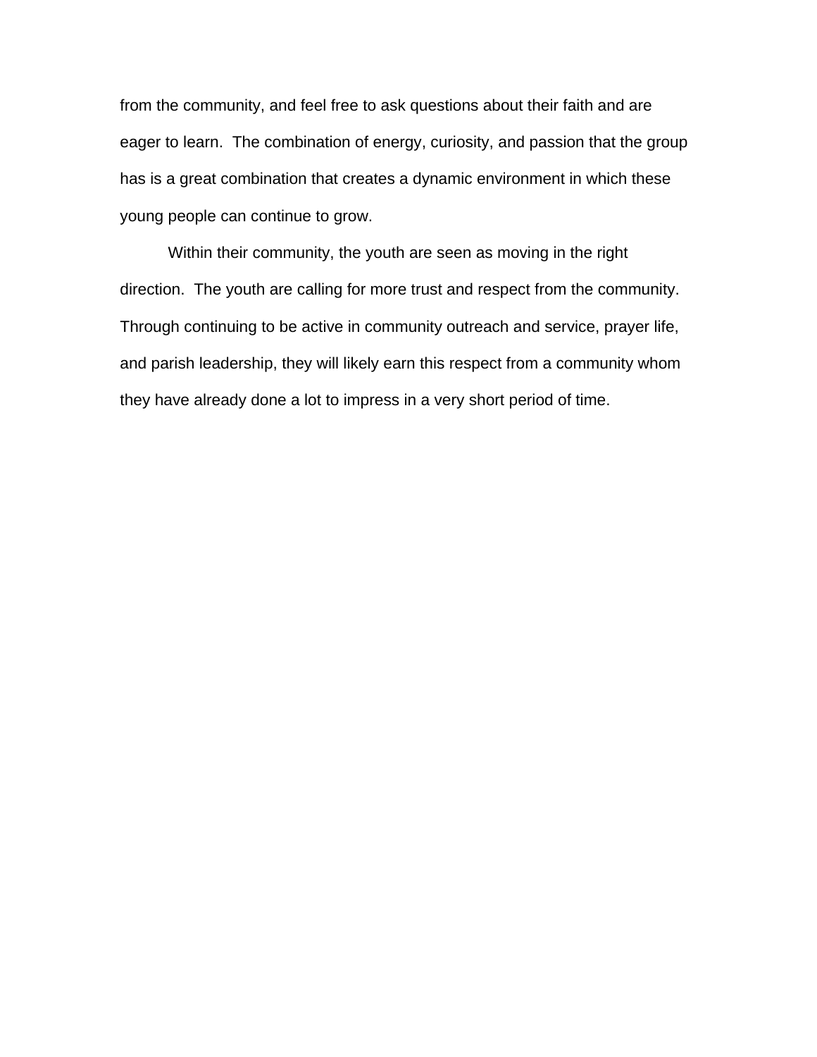from the community, and feel free to ask questions about their faith and are eager to learn.  The combination of energy, curiosity, and passion that the group has is a great combination that creates a dynamic environment in which these young people can continue to grow.

Within their community, the youth are seen as moving in the right direction.  The youth are calling for more trust and respect from the community.  Through continuing to be active in community outreach and service, prayer life, and parish leadership, they will likely earn this respect from a community whom they have already done a lot to impress in a very short period of time.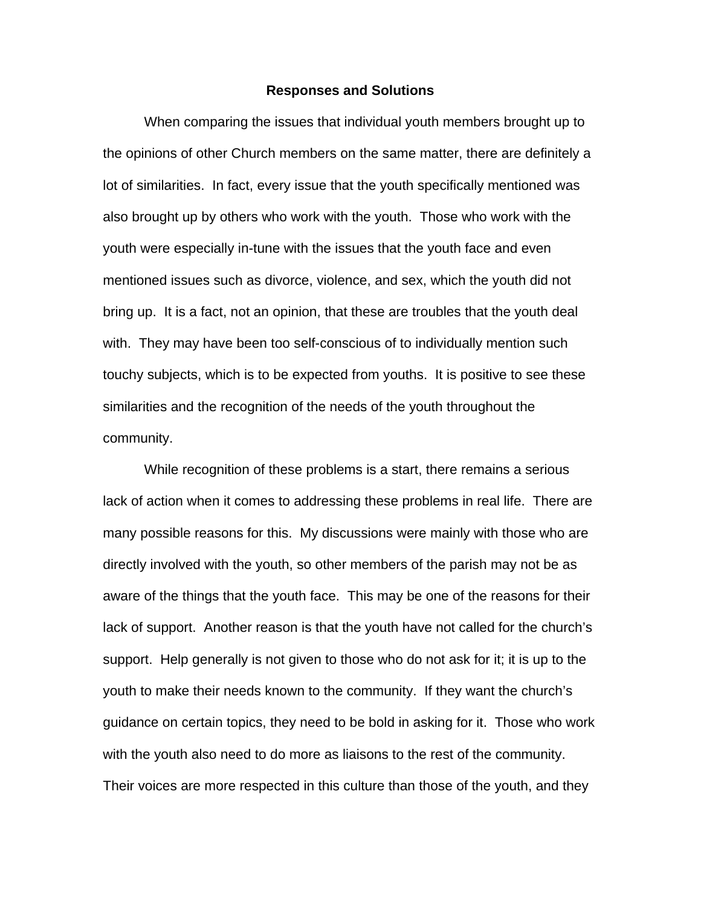## Responses and Solutions

When comparing the issues that individual youth members brought up to the opinions of other Church members on the same matter, there are definitely a lot of similarities. In fact, every issue that the youth specifically mentioned was also brought up by others who work with the youth. Those who work with the youth were especially in-tune with the issues that the youth face and even mentioned issues such as divorce, violence, and sex, which the youth did not bring up. It is a fact, not an opinion, that these are troubles that the youth deal with. They may have been too self-conscious of to individually mention such touchy subjects, which is to be expected from youths. It is positive to see these similarities and the recognition of the needs of the youth throughout the community.

While recognition of these problems is a start, there remains a serious lack of action when it comes to addressing these problems in real life. There are many possible reasons for this. My discussions were mainly with those who are directly involved with the youth, so other members of the parish may not be as aware of the things that the youth face. This may be one of the reasons for their lack of support. Another reason is that the youth have not called for the church's support. Help generally is not given to those who do not ask for it; it is up to the youth to make their needs known to the community. If they want the church's guidance on certain topics, they need to be bold in asking for it. Those who work with the youth also need to do more as liaisons to the rest of the community. Their voices are more respected in this culture than those of the youth, and they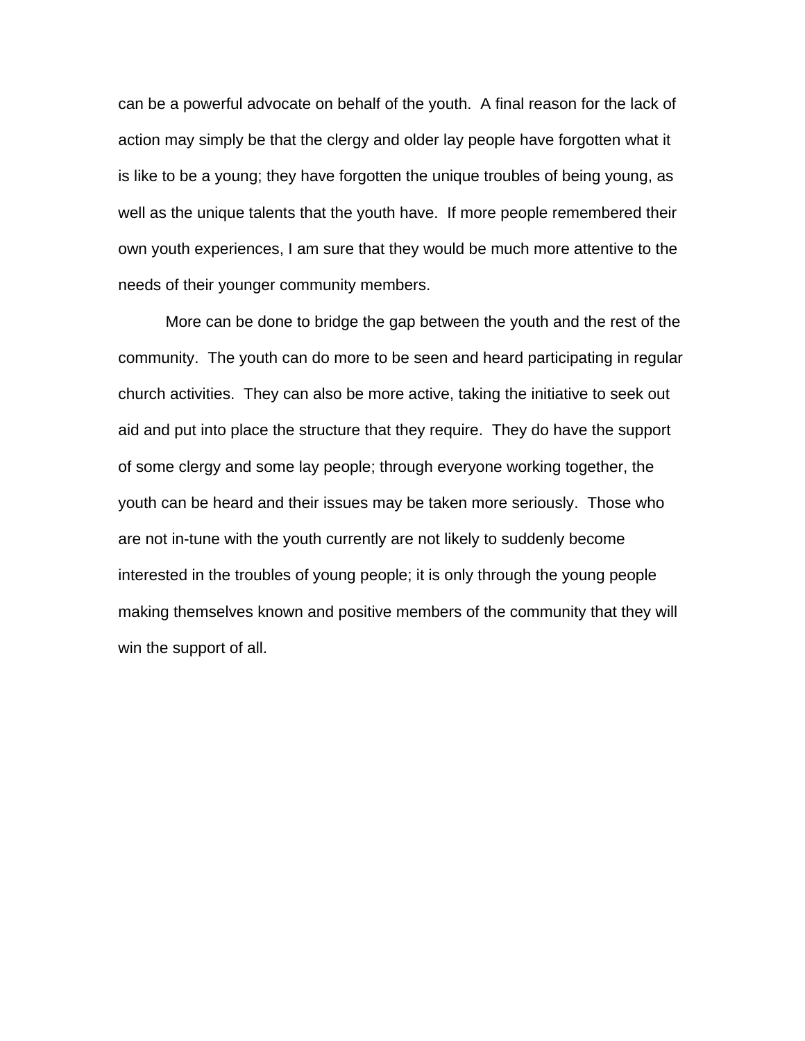can be a powerful advocate on behalf of the youth.  A final reason for the lack of action may simply be that the clergy and older lay people have forgotten what it is like to be a young; they have forgotten the unique troubles of being young, as well as the unique talents that the youth have.  If more people remembered their own youth experiences, I am sure that they would be much more attentive to the needs of their younger community members.

More can be done to bridge the gap between the youth and the rest of the community.  The youth can do more to be seen and heard participating in regular church activities.  They can also be more active, taking the initiative to seek out aid and put into place the structure that they require.  They do have the support of some clergy and some lay people; through everyone working together, the youth can be heard and their issues may be taken more seriously.  Those who are not in-tune with the youth currently are not likely to suddenly become interested in the troubles of young people; it is only through the young people making themselves known and positive members of the community that they will win the support of all.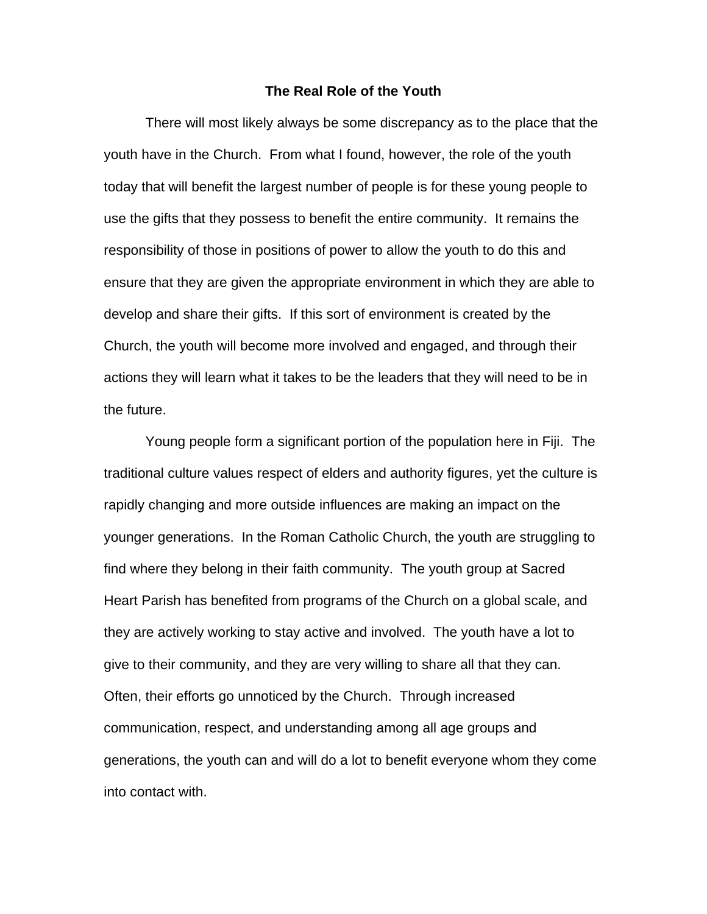# The Real Role of the Youth

There will most likely always be some discrepancy as to the place that the youth have in the Church. From what I found, however, the role of the youth today that will benefit the largest number of people is for these young people to use the gifts that they possess to benefit the entire community. It remains the responsibility of those in positions of power to allow the youth to do this and ensure that they are given the appropriate environment in which they are able to develop and share their gifts. If this sort of environment is created by the Church, the youth will become more involved and engaged, and through their actions they will learn what it takes to be the leaders that they will need to be in the future.

Young people form a significant portion of the population here in Fiji. The traditional culture values respect of elders and authority figures, yet the culture is rapidly changing and more outside influences are making an impact on the younger generations. In the Roman Catholic Church, the youth are struggling to find where they belong in their faith community. The youth group at Sacred Heart Parish has benefited from programs of the Church on a global scale, and they are actively working to stay active and involved. The youth have a lot to give to their community, and they are very willing to share all that they can. Often, their efforts go unnoticed by the Church. Through increased communication, respect, and understanding among all age groups and generations, the youth can and will do a lot to benefit everyone whom they come into contact with.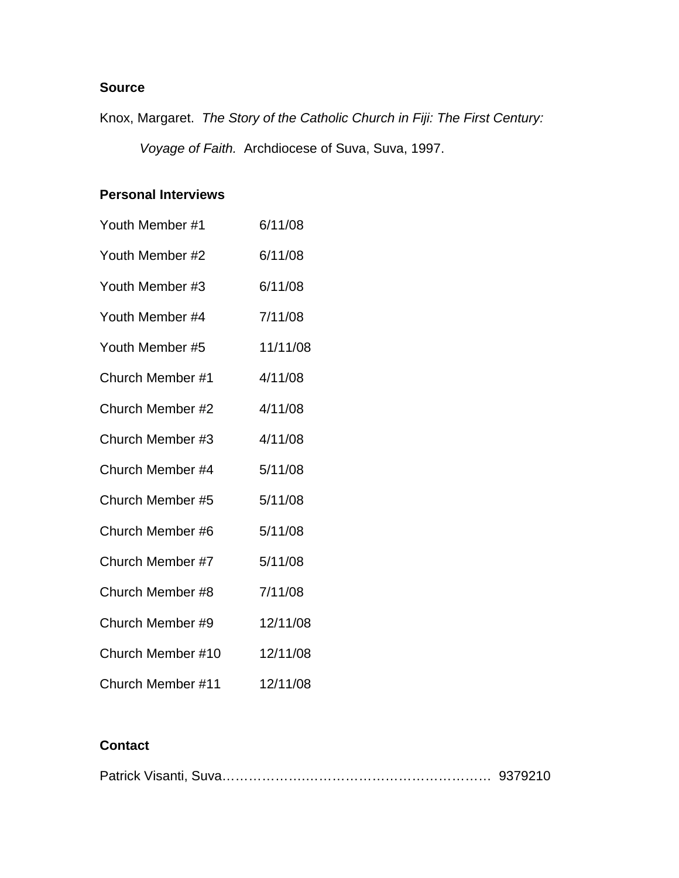**Source**

Knox, Margaret. *The Story of the Catholic Church in Fiji: The First Century: Voyage of Faith.* Archdiocese of Suva, Suva, 1997.

**Personal Interviews**

| | |
|---|---|
| Youth Member #1 | 6/11/08 |
| Youth Member #2 | 6/11/08 |
| Youth Member #3 | 6/11/08 |
| Youth Member #4 | 7/11/08 |
| Youth Member #5 | 11/11/08 |
| Church Member #1 | 4/11/08 |
| Church Member #2 | 4/11/08 |
| Church Member #3 | 4/11/08 |
| Church Member #4 | 5/11/08 |
| Church Member #5 | 5/11/08 |
| Church Member #6 | 5/11/08 |
| Church Member #7 | 5/11/08 |
| Church Member #8 | 7/11/08 |
| Church Member #9 | 12/11/08 |
| Church Member #10 | 12/11/08 |
| Church Member #11 | 12/11/08 |

**Contact**

Patrick Visanti, Suva……………………………………………………… 9379210